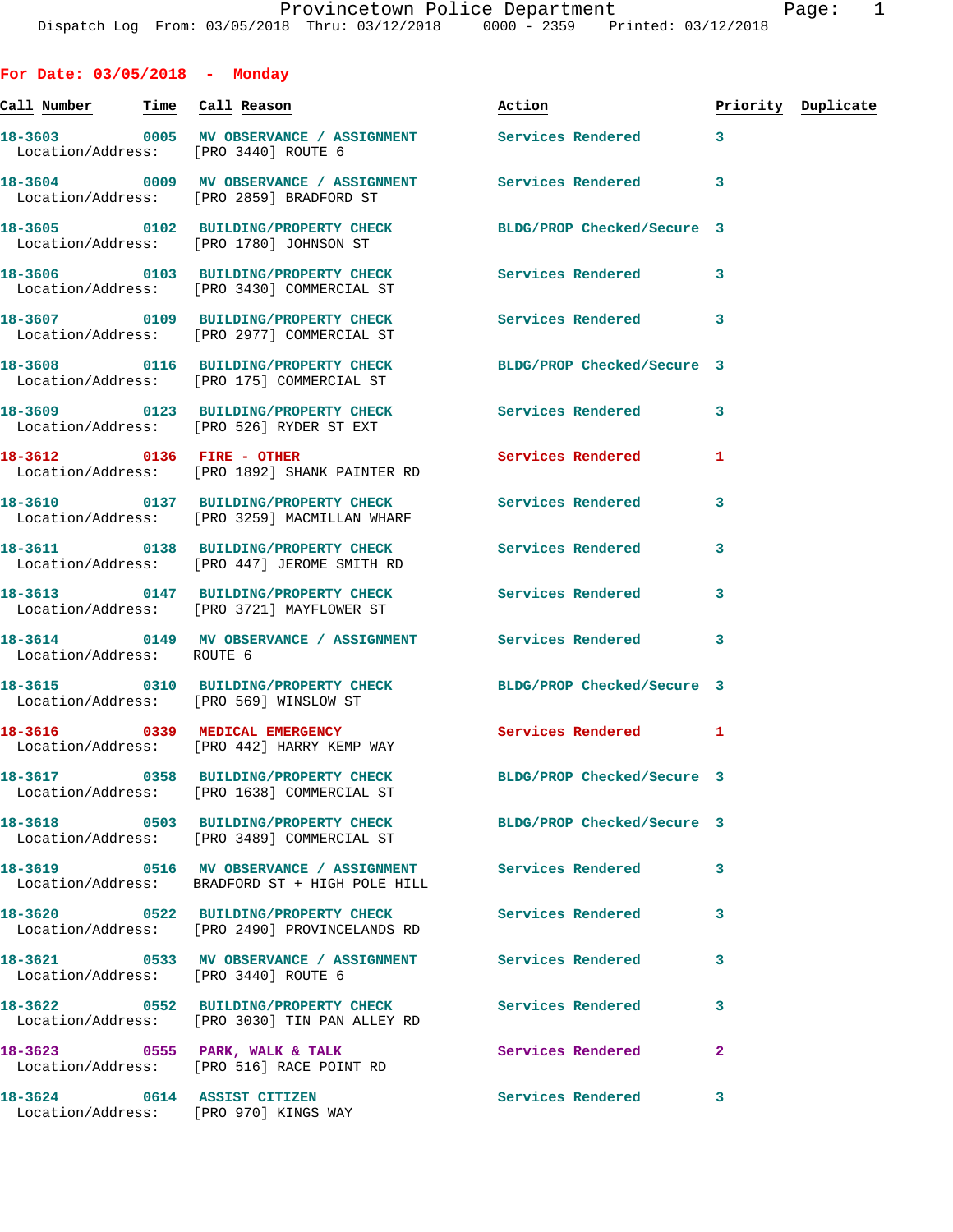# Provincetown Police Department

Dispatch Log From: 03/05/2018 Thru: 03/12/2018 0000 - 2359 Printed: 03/12/2018

## For Date: 03/05/2018 - Monday

| Call Number | Time | Call Reason | Action | Priority | Duplicate |
|---|---|---|---|---|---|
| 18-3603 | 0005 | MV OBSERVANCE / ASSIGNMENT | Services Rendered | 3 | |
| Location/Address: | | [PRO 3440] ROUTE 6 | | | |
| 18-3604 | 0009 | MV OBSERVANCE / ASSIGNMENT | Services Rendered | 3 | |
| Location/Address: | | [PRO 2859] BRADFORD ST | | | |
| 18-3605 | 0102 | BUILDING/PROPERTY CHECK | BLDG/PROP Checked/Secure | 3 | |
| Location/Address: | | [PRO 1780] JOHNSON ST | | | |
| 18-3606 | 0103 | BUILDING/PROPERTY CHECK | Services Rendered | 3 | |
| Location/Address: | | [PRO 3430] COMMERCIAL ST | | | |
| 18-3607 | 0109 | BUILDING/PROPERTY CHECK | Services Rendered | 3 | |
| Location/Address: | | [PRO 2977] COMMERCIAL ST | | | |
| 18-3608 | 0116 | BUILDING/PROPERTY CHECK | BLDG/PROP Checked/Secure | 3 | |
| Location/Address: | | [PRO 175] COMMERCIAL ST | | | |
| 18-3609 | 0123 | BUILDING/PROPERTY CHECK | Services Rendered | 3 | |
| Location/Address: | | [PRO 526] RYDER ST EXT | | | |
| 18-3612 | 0136 | FIRE - OTHER | Services Rendered | 1 | |
| Location/Address: | | [PRO 1892] SHANK PAINTER RD | | | |
| 18-3610 | 0137 | BUILDING/PROPERTY CHECK | Services Rendered | 3 | |
| Location/Address: | | [PRO 3259] MACMILLAN WHARF | | | |
| 18-3611 | 0138 | BUILDING/PROPERTY CHECK | Services Rendered | 3 | |
| Location/Address: | | [PRO 447] JEROME SMITH RD | | | |
| 18-3613 | 0147 | BUILDING/PROPERTY CHECK | Services Rendered | 3 | |
| Location/Address: | | [PRO 3721] MAYFLOWER ST | | | |
| 18-3614 | 0149 | MV OBSERVANCE / ASSIGNMENT | Services Rendered | 3 | |
| Location/Address: | | ROUTE 6 | | | |
| 18-3615 | 0310 | BUILDING/PROPERTY CHECK | BLDG/PROP Checked/Secure | 3 | |
| Location/Address: | | [PRO 569] WINSLOW ST | | | |
| 18-3616 | 0339 | MEDICAL EMERGENCY | Services Rendered | 1 | |
| Location/Address: | | [PRO 442] HARRY KEMP WAY | | | |
| 18-3617 | 0358 | BUILDING/PROPERTY CHECK | BLDG/PROP Checked/Secure | 3 | |
| Location/Address: | | [PRO 1638] COMMERCIAL ST | | | |
| 18-3618 | 0503 | BUILDING/PROPERTY CHECK | BLDG/PROP Checked/Secure | 3 | |
| Location/Address: | | [PRO 3489] COMMERCIAL ST | | | |
| 18-3619 | 0516 | MV OBSERVANCE / ASSIGNMENT | Services Rendered | 3 | |
| Location/Address: | | BRADFORD ST + HIGH POLE HILL | | | |
| 18-3620 | 0522 | BUILDING/PROPERTY CHECK | Services Rendered | 3 | |
| Location/Address: | | [PRO 2490] PROVINCELANDS RD | | | |
| 18-3621 | 0533 | MV OBSERVANCE / ASSIGNMENT | Services Rendered | 3 | |
| Location/Address: | | [PRO 3440] ROUTE 6 | | | |
| 18-3622 | 0552 | BUILDING/PROPERTY CHECK | Services Rendered | 3 | |
| Location/Address: | | [PRO 3030] TIN PAN ALLEY RD | | | |
| 18-3623 | 0555 | PARK, WALK & TALK | Services Rendered | 2 | |
| Location/Address: | | [PRO 516] RACE POINT RD | | | |
| 18-3624 | 0614 | ASSIST CITIZEN | Services Rendered | 3 | |
| Location/Address: | | [PRO 970] KINGS WAY | | | |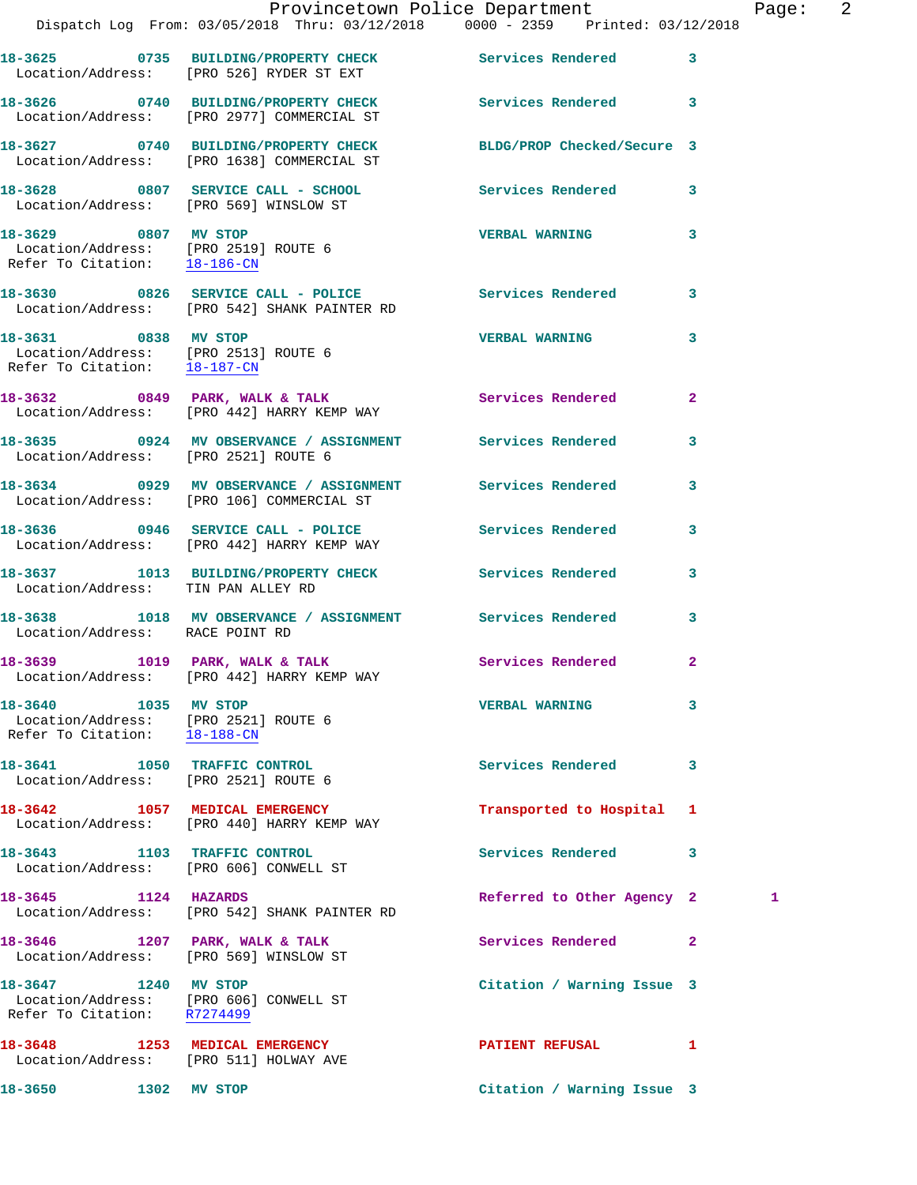18-3625 0735 BUILDING/PROPERTY CHECK Services Rendered 3
Location/Address: [PRO 526] RYDER ST EXT

18-3626 0740 BUILDING/PROPERTY CHECK Services Rendered 3
Location/Address: [PRO 2977] COMMERCIAL ST

18-3627 0740 BUILDING/PROPERTY CHECK BLDG/PROP Checked/Secure 3
Location/Address: [PRO 1638] COMMERCIAL ST

18-3628 0807 SERVICE CALL - SCHOOL Services Rendered 3
Location/Address: [PRO 569] WINSLOW ST

18-3629 0807 MV STOP VERBAL WARNING 3
Location/Address: [PRO 2519] ROUTE 6
Refer To Citation: 18-186-CN

18-3630 0826 SERVICE CALL - POLICE Services Rendered 3
Location/Address: [PRO 542] SHANK PAINTER RD

18-3631 0838 MV STOP VERBAL WARNING 3
Location/Address: [PRO 2513] ROUTE 6
Refer To Citation: 18-187-CN

18-3632 0849 PARK, WALK & TALK Services Rendered 2
Location/Address: [PRO 442] HARRY KEMP WAY

18-3635 0924 MV OBSERVANCE / ASSIGNMENT Services Rendered 3
Location/Address: [PRO 2521] ROUTE 6

18-3634 0929 MV OBSERVANCE / ASSIGNMENT Services Rendered 3
Location/Address: [PRO 106] COMMERCIAL ST

18-3636 0946 SERVICE CALL - POLICE Services Rendered 3
Location/Address: [PRO 442] HARRY KEMP WAY

18-3637 1013 BUILDING/PROPERTY CHECK Services Rendered 3
Location/Address: TIN PAN ALLEY RD

18-3638 1018 MV OBSERVANCE / ASSIGNMENT Services Rendered 3
Location/Address: RACE POINT RD

18-3639 1019 PARK, WALK & TALK Services Rendered 2
Location/Address: [PRO 442] HARRY KEMP WAY

18-3640 1035 MV STOP VERBAL WARNING 3
Location/Address: [PRO 2521] ROUTE 6
Refer To Citation: 18-188-CN

18-3641 1050 TRAFFIC CONTROL Services Rendered 3
Location/Address: [PRO 2521] ROUTE 6

18-3642 1057 MEDICAL EMERGENCY Transported to Hospital 1
Location/Address: [PRO 440] HARRY KEMP WAY

18-3643 1103 TRAFFIC CONTROL Services Rendered 3
Location/Address: [PRO 606] CONWELL ST

18-3645 1124 HAZARDS Referred to Other Agency 2 1
Location/Address: [PRO 542] SHANK PAINTER RD

18-3646 1207 PARK, WALK & TALK Services Rendered 2
Location/Address: [PRO 569] WINSLOW ST

18-3647 1240 MV STOP Citation / Warning Issue 3
Location/Address: [PRO 606] CONWELL ST
Refer To Citation: R7274499

18-3648 1253 MEDICAL EMERGENCY PATIENT REFUSAL 1
Location/Address: [PRO 511] HOLWAY AVE

18-3650 1302 MV STOP Citation / Warning Issue 3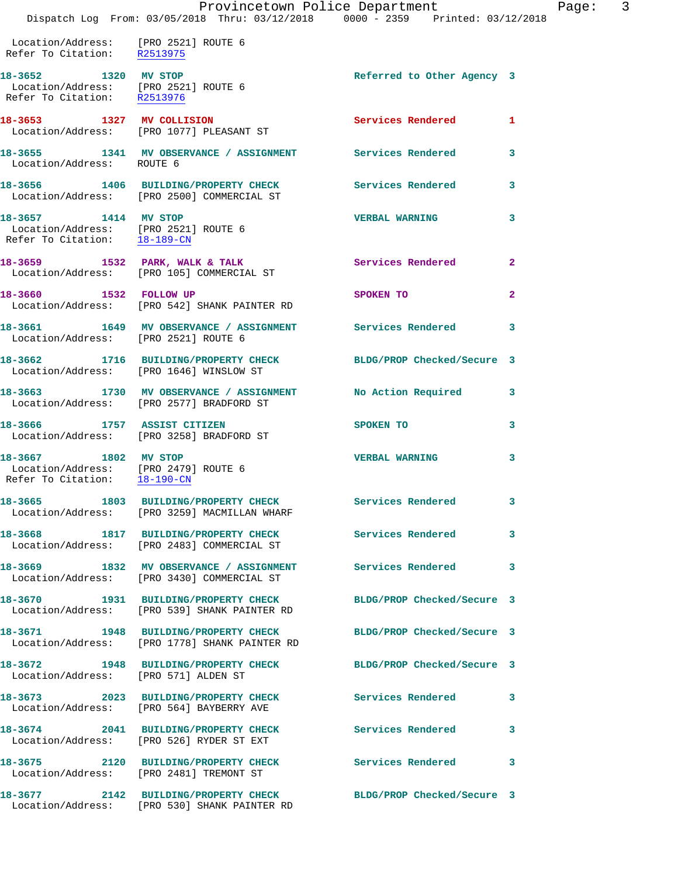Location/Address: [PRO 2521] ROUTE 6
Refer To Citation: R2513975

18-3652 1320 MV STOP Referred to Other Agency 3
Location/Address: [PRO 2521] ROUTE 6
Refer To Citation: R2513976

18-3653 1327 MV COLLISION Services Rendered 1
Location/Address: [PRO 1077] PLEASANT ST

18-3655 1341 MV OBSERVANCE / ASSIGNMENT Services Rendered 3
Location/Address: ROUTE 6

18-3656 1406 BUILDING/PROPERTY CHECK Services Rendered 3
Location/Address: [PRO 2500] COMMERCIAL ST

18-3657 1414 MV STOP VERBAL WARNING 3
Location/Address: [PRO 2521] ROUTE 6
Refer To Citation: 18-189-CN

18-3659 1532 PARK, WALK & TALK Services Rendered 2
Location/Address: [PRO 105] COMMERCIAL ST

18-3660 1532 FOLLOW UP SPOKEN TO 2
Location/Address: [PRO 542] SHANK PAINTER RD

18-3661 1649 MV OBSERVANCE / ASSIGNMENT Services Rendered 3
Location/Address: [PRO 2521] ROUTE 6

18-3662 1716 BUILDING/PROPERTY CHECK BLDG/PROP Checked/Secure 3
Location/Address: [PRO 1646] WINSLOW ST

18-3663 1730 MV OBSERVANCE / ASSIGNMENT No Action Required 3
Location/Address: [PRO 2577] BRADFORD ST

18-3666 1757 ASSIST CITIZEN SPOKEN TO 3
Location/Address: [PRO 3258] BRADFORD ST

18-3667 1802 MV STOP VERBAL WARNING 3
Location/Address: [PRO 2479] ROUTE 6
Refer To Citation: 18-190-CN

18-3665 1803 BUILDING/PROPERTY CHECK Services Rendered 3
Location/Address: [PRO 3259] MACMILLAN WHARF

18-3668 1817 BUILDING/PROPERTY CHECK Services Rendered 3
Location/Address: [PRO 2483] COMMERCIAL ST

18-3669 1832 MV OBSERVANCE / ASSIGNMENT Services Rendered 3
Location/Address: [PRO 3430] COMMERCIAL ST

18-3670 1931 BUILDING/PROPERTY CHECK BLDG/PROP Checked/Secure 3
Location/Address: [PRO 539] SHANK PAINTER RD

18-3671 1948 BUILDING/PROPERTY CHECK BLDG/PROP Checked/Secure 3
Location/Address: [PRO 1778] SHANK PAINTER RD

18-3672 1948 BUILDING/PROPERTY CHECK BLDG/PROP Checked/Secure 3
Location/Address: [PRO 571] ALDEN ST

18-3673 2023 BUILDING/PROPERTY CHECK Services Rendered 3
Location/Address: [PRO 564] BAYBERRY AVE

18-3674 2041 BUILDING/PROPERTY CHECK Services Rendered 3
Location/Address: [PRO 526] RYDER ST EXT

18-3675 2120 BUILDING/PROPERTY CHECK Services Rendered 3
Location/Address: [PRO 2481] TREMONT ST

18-3677 2142 BUILDING/PROPERTY CHECK BLDG/PROP Checked/Secure 3
Location/Address: [PRO 530] SHANK PAINTER RD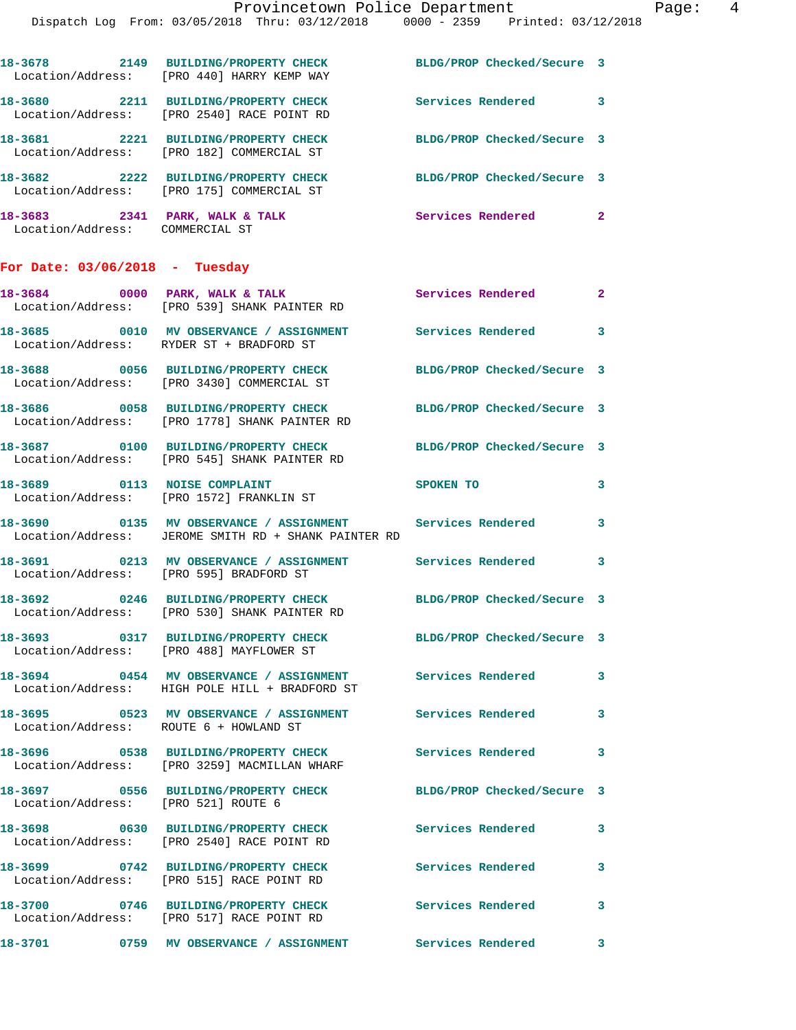18-3678 2149 BUILDING/PROPERTY CHECK BLDG/PROP Checked/Secure 3
Location/Address: [PRO 440] HARRY KEMP WAY

18-3680 2211 BUILDING/PROPERTY CHECK Services Rendered 3
Location/Address: [PRO 2540] RACE POINT RD

18-3681 2221 BUILDING/PROPERTY CHECK BLDG/PROP Checked/Secure 3
Location/Address: [PRO 182] COMMERCIAL ST

18-3682 2222 BUILDING/PROPERTY CHECK BLDG/PROP Checked/Secure 3
Location/Address: [PRO 175] COMMERCIAL ST

18-3683 2341 PARK, WALK & TALK Services Rendered 2
Location/Address: COMMERCIAL ST

## For Date: 03/06/2018 - Tuesday

18-3684 0000 PARK, WALK & TALK Services Rendered 2
Location/Address: [PRO 539] SHANK PAINTER RD

18-3685 0010 MV OBSERVANCE / ASSIGNMENT Services Rendered 3
Location/Address: RYDER ST + BRADFORD ST

18-3688 0056 BUILDING/PROPERTY CHECK BLDG/PROP Checked/Secure 3
Location/Address: [PRO 3430] COMMERCIAL ST

18-3686 0058 BUILDING/PROPERTY CHECK BLDG/PROP Checked/Secure 3
Location/Address: [PRO 1778] SHANK PAINTER RD

18-3687 0100 BUILDING/PROPERTY CHECK BLDG/PROP Checked/Secure 3
Location/Address: [PRO 545] SHANK PAINTER RD

18-3689 0113 NOISE COMPLAINT SPOKEN TO 3
Location/Address: [PRO 1572] FRANKLIN ST

18-3690 0135 MV OBSERVANCE / ASSIGNMENT Services Rendered 3
Location/Address: JEROME SMITH RD + SHANK PAINTER RD

18-3691 0213 MV OBSERVANCE / ASSIGNMENT Services Rendered 3
Location/Address: [PRO 595] BRADFORD ST

18-3692 0246 BUILDING/PROPERTY CHECK BLDG/PROP Checked/Secure 3
Location/Address: [PRO 530] SHANK PAINTER RD

18-3693 0317 BUILDING/PROPERTY CHECK BLDG/PROP Checked/Secure 3
Location/Address: [PRO 488] MAYFLOWER ST

18-3694 0454 MV OBSERVANCE / ASSIGNMENT Services Rendered 3
Location/Address: HIGH POLE HILL + BRADFORD ST

18-3695 0523 MV OBSERVANCE / ASSIGNMENT Services Rendered 3
Location/Address: ROUTE 6 + HOWLAND ST

18-3696 0538 BUILDING/PROPERTY CHECK Services Rendered 3
Location/Address: [PRO 3259] MACMILLAN WHARF

18-3697 0556 BUILDING/PROPERTY CHECK BLDG/PROP Checked/Secure 3
Location/Address: [PRO 521] ROUTE 6

18-3698 0630 BUILDING/PROPERTY CHECK Services Rendered 3
Location/Address: [PRO 2540] RACE POINT RD

18-3699 0742 BUILDING/PROPERTY CHECK Services Rendered 3
Location/Address: [PRO 515] RACE POINT RD

18-3700 0746 BUILDING/PROPERTY CHECK Services Rendered 3
Location/Address: [PRO 517] RACE POINT RD

18-3701 0759 MV OBSERVANCE / ASSIGNMENT Services Rendered 3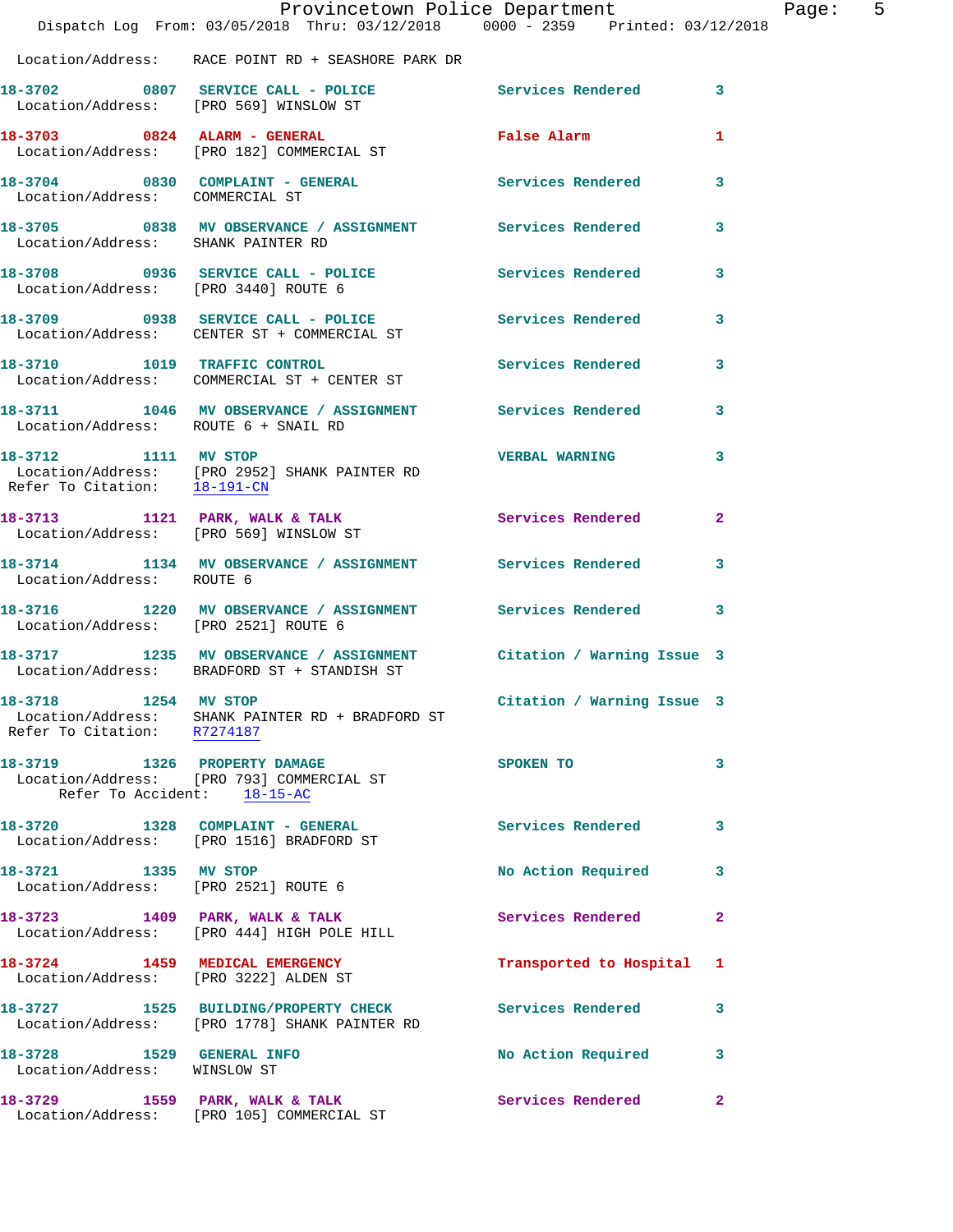Location/Address: RACE POINT RD + SEASHORE PARK DR

**18-3702** 0807 **SERVICE CALL - POLICE** Services Rendered 3
Location/Address: [PRO 569] WINSLOW ST

**18-3703** 0824 **ALARM - GENERAL** False Alarm 1
Location/Address: [PRO 182] COMMERCIAL ST

**18-3704** 0830 **COMPLAINT - GENERAL** Services Rendered 3
Location/Address: COMMERCIAL ST

**18-3705** 0838 **MV OBSERVANCE / ASSIGNMENT** Services Rendered 3
Location/Address: SHANK PAINTER RD

**18-3708** 0936 **SERVICE CALL - POLICE** Services Rendered 3
Location/Address: [PRO 3440] ROUTE 6

**18-3709** 0938 **SERVICE CALL - POLICE** Services Rendered 3
Location/Address: CENTER ST + COMMERCIAL ST

**18-3710** 1019 **TRAFFIC CONTROL** Services Rendered 3
Location/Address: COMMERCIAL ST + CENTER ST

**18-3711** 1046 **MV OBSERVANCE / ASSIGNMENT** Services Rendered 3
Location/Address: ROUTE 6 + SNAIL RD

**18-3712** 1111 **MV STOP** VERBAL WARNING 3
Location/Address: [PRO 2952] SHANK PAINTER RD
Refer To Citation: 18-191-CN

**18-3713** 1121 **PARK, WALK & TALK** Services Rendered 2
Location/Address: [PRO 569] WINSLOW ST

**18-3714** 1134 **MV OBSERVANCE / ASSIGNMENT** Services Rendered 3
Location/Address: ROUTE 6

**18-3716** 1220 **MV OBSERVANCE / ASSIGNMENT** Services Rendered 3
Location/Address: [PRO 2521] ROUTE 6

**18-3717** 1235 **MV OBSERVANCE / ASSIGNMENT** Citation / Warning Issue 3
Location/Address: BRADFORD ST + STANDISH ST

**18-3718** 1254 **MV STOP** Citation / Warning Issue 3
Location/Address: SHANK PAINTER RD + BRADFORD ST
Refer To Citation: R7274187

**18-3719** 1326 **PROPERTY DAMAGE** SPOKEN TO 3
Location/Address: [PRO 793] COMMERCIAL ST
Refer To Accident: 18-15-AC

**18-3720** 1328 **COMPLAINT - GENERAL** Services Rendered 3
Location/Address: [PRO 1516] BRADFORD ST

**18-3721** 1335 **MV STOP** No Action Required 3
Location/Address: [PRO 2521] ROUTE 6

**18-3723** 1409 **PARK, WALK & TALK** Services Rendered 2
Location/Address: [PRO 444] HIGH POLE HILL

**18-3724** 1459 **MEDICAL EMERGENCY** Transported to Hospital 1
Location/Address: [PRO 3222] ALDEN ST

**18-3727** 1525 **BUILDING/PROPERTY CHECK** Services Rendered 3
Location/Address: [PRO 1778] SHANK PAINTER RD

**18-3728** 1529 **GENERAL INFO** No Action Required 3
Location/Address: WINSLOW ST

**18-3729** 1559 **PARK, WALK & TALK** Services Rendered 2
Location/Address: [PRO 105] COMMERCIAL ST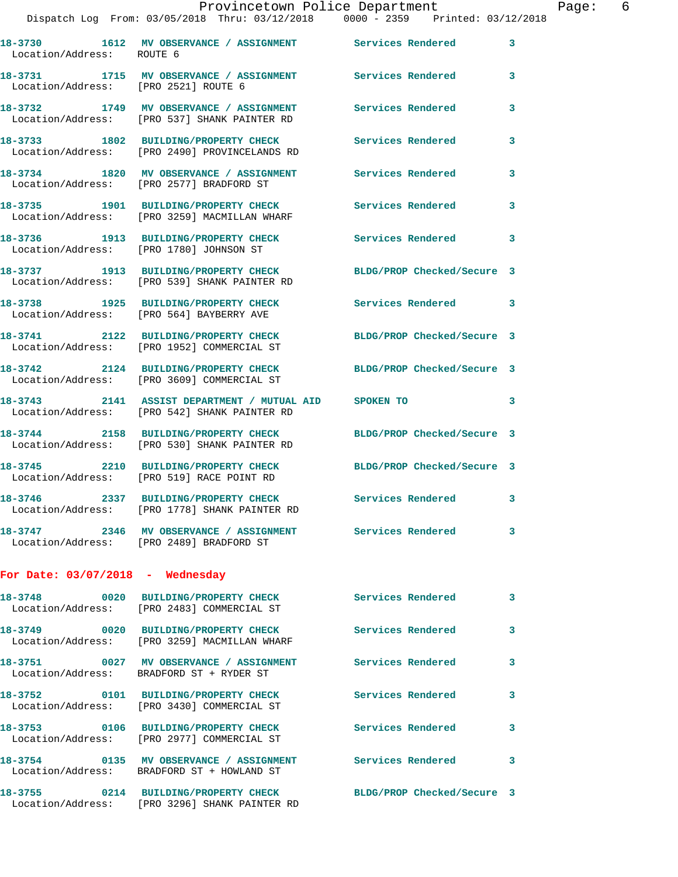18-3730 1612 MV OBSERVANCE / ASSIGNMENT Services Rendered 3
Location/Address: ROUTE 6

18-3731 1715 MV OBSERVANCE / ASSIGNMENT Services Rendered 3
Location/Address: [PRO 2521] ROUTE 6

18-3732 1749 MV OBSERVANCE / ASSIGNMENT Services Rendered 3
Location/Address: [PRO 537] SHANK PAINTER RD

18-3733 1802 BUILDING/PROPERTY CHECK Services Rendered 3
Location/Address: [PRO 2490] PROVINCELANDS RD

18-3734 1820 MV OBSERVANCE / ASSIGNMENT Services Rendered 3
Location/Address: [PRO 2577] BRADFORD ST

18-3735 1901 BUILDING/PROPERTY CHECK Services Rendered 3
Location/Address: [PRO 3259] MACMILLAN WHARF

18-3736 1913 BUILDING/PROPERTY CHECK Services Rendered 3
Location/Address: [PRO 1780] JOHNSON ST

18-3737 1913 BUILDING/PROPERTY CHECK BLDG/PROP Checked/Secure 3
Location/Address: [PRO 539] SHANK PAINTER RD

18-3738 1925 BUILDING/PROPERTY CHECK Services Rendered 3
Location/Address: [PRO 564] BAYBERRY AVE

18-3741 2122 BUILDING/PROPERTY CHECK BLDG/PROP Checked/Secure 3
Location/Address: [PRO 1952] COMMERCIAL ST

18-3742 2124 BUILDING/PROPERTY CHECK BLDG/PROP Checked/Secure 3
Location/Address: [PRO 3609] COMMERCIAL ST

18-3743 2141 ASSIST DEPARTMENT / MUTUAL AID SPOKEN TO 3
Location/Address: [PRO 542] SHANK PAINTER RD

18-3744 2158 BUILDING/PROPERTY CHECK BLDG/PROP Checked/Secure 3
Location/Address: [PRO 530] SHANK PAINTER RD

18-3745 2210 BUILDING/PROPERTY CHECK BLDG/PROP Checked/Secure 3
Location/Address: [PRO 519] RACE POINT RD

18-3746 2337 BUILDING/PROPERTY CHECK Services Rendered 3
Location/Address: [PRO 1778] SHANK PAINTER RD

18-3747 2346 MV OBSERVANCE / ASSIGNMENT Services Rendered 3
Location/Address: [PRO 2489] BRADFORD ST

**For Date: 03/07/2018 - Wednesday**

18-3748 0020 BUILDING/PROPERTY CHECK Services Rendered 3
Location/Address: [PRO 2483] COMMERCIAL ST

18-3749 0020 BUILDING/PROPERTY CHECK Services Rendered 3
Location/Address: [PRO 3259] MACMILLAN WHARF

18-3751 0027 MV OBSERVANCE / ASSIGNMENT Services Rendered 3
Location/Address: BRADFORD ST + RYDER ST

18-3752 0101 BUILDING/PROPERTY CHECK Services Rendered 3
Location/Address: [PRO 3430] COMMERCIAL ST

18-3753 0106 BUILDING/PROPERTY CHECK Services Rendered 3
Location/Address: [PRO 2977] COMMERCIAL ST

18-3754 0135 MV OBSERVANCE / ASSIGNMENT Services Rendered 3
Location/Address: BRADFORD ST + HOWLAND ST

18-3755 0214 BUILDING/PROPERTY CHECK BLDG/PROP Checked/Secure 3
Location/Address: [PRO 3296] SHANK PAINTER RD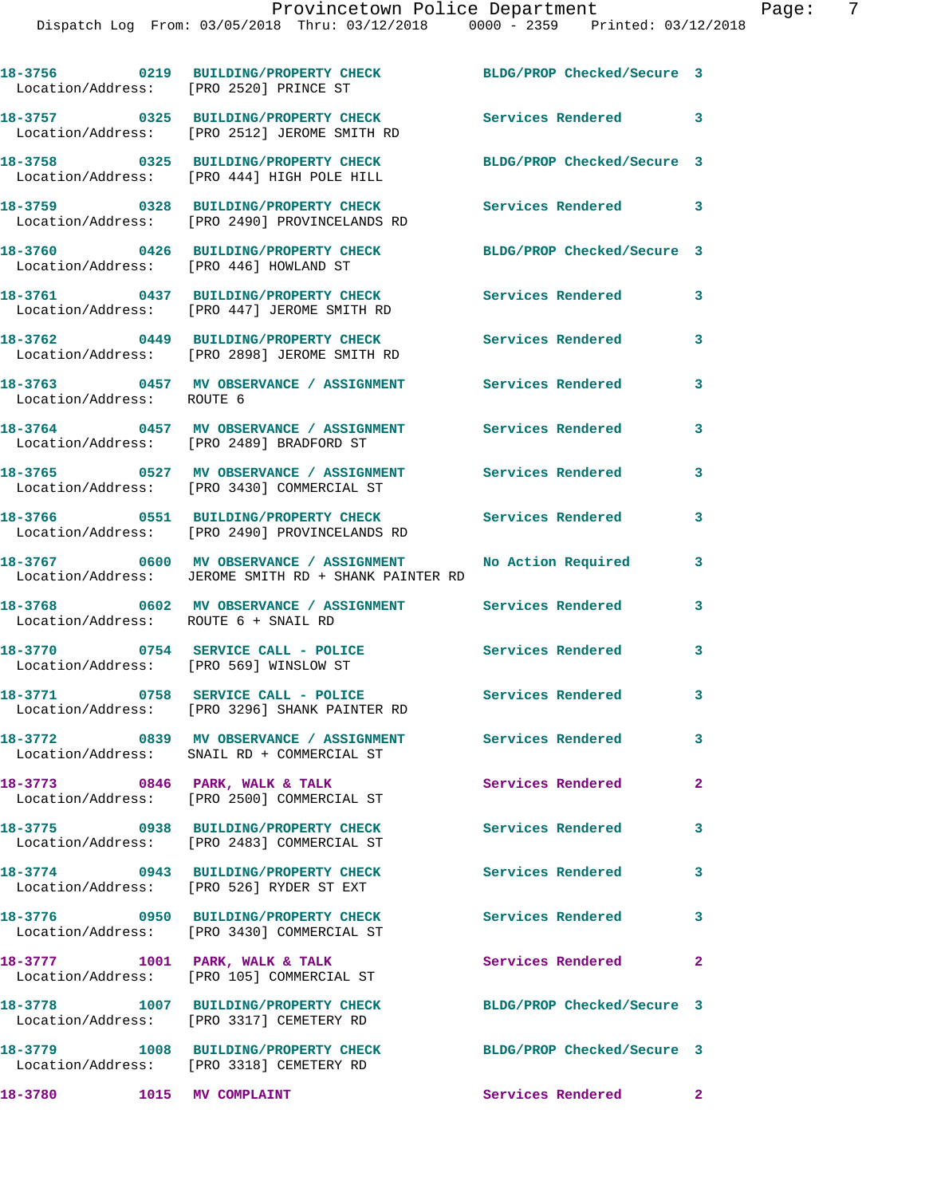18-3756 0219 BUILDING/PROPERTY CHECK BLDG/PROP Checked/Secure 3
Location/Address: [PRO 2520] PRINCE ST

18-3757 0325 BUILDING/PROPERTY CHECK Services Rendered 3
Location/Address: [PRO 2512] JEROME SMITH RD

18-3758 0325 BUILDING/PROPERTY CHECK BLDG/PROP Checked/Secure 3
Location/Address: [PRO 444] HIGH POLE HILL

18-3759 0328 BUILDING/PROPERTY CHECK Services Rendered 3
Location/Address: [PRO 2490] PROVINCELANDS RD

18-3760 0426 BUILDING/PROPERTY CHECK BLDG/PROP Checked/Secure 3
Location/Address: [PRO 446] HOWLAND ST

18-3761 0437 BUILDING/PROPERTY CHECK Services Rendered 3
Location/Address: [PRO 447] JEROME SMITH RD

18-3762 0449 BUILDING/PROPERTY CHECK Services Rendered 3
Location/Address: [PRO 2898] JEROME SMITH RD

18-3763 0457 MV OBSERVANCE / ASSIGNMENT Services Rendered 3
Location/Address: ROUTE 6

18-3764 0457 MV OBSERVANCE / ASSIGNMENT Services Rendered 3
Location/Address: [PRO 2489] BRADFORD ST

18-3765 0527 MV OBSERVANCE / ASSIGNMENT Services Rendered 3
Location/Address: [PRO 3430] COMMERCIAL ST

18-3766 0551 BUILDING/PROPERTY CHECK Services Rendered 3
Location/Address: [PRO 2490] PROVINCELANDS RD

18-3767 0600 MV OBSERVANCE / ASSIGNMENT No Action Required 3
Location/Address: JEROME SMITH RD + SHANK PAINTER RD

18-3768 0602 MV OBSERVANCE / ASSIGNMENT Services Rendered 3
Location/Address: ROUTE 6 + SNAIL RD

18-3770 0754 SERVICE CALL - POLICE Services Rendered 3
Location/Address: [PRO 569] WINSLOW ST

18-3771 0758 SERVICE CALL - POLICE Services Rendered 3
Location/Address: [PRO 3296] SHANK PAINTER RD

18-3772 0839 MV OBSERVANCE / ASSIGNMENT Services Rendered 3
Location/Address: SNAIL RD + COMMERCIAL ST

18-3773 0846 PARK, WALK & TALK Services Rendered 2
Location/Address: [PRO 2500] COMMERCIAL ST

18-3775 0938 BUILDING/PROPERTY CHECK Services Rendered 3
Location/Address: [PRO 2483] COMMERCIAL ST

18-3774 0943 BUILDING/PROPERTY CHECK Services Rendered 3
Location/Address: [PRO 526] RYDER ST EXT

18-3776 0950 BUILDING/PROPERTY CHECK Services Rendered 3
Location/Address: [PRO 3430] COMMERCIAL ST

18-3777 1001 PARK, WALK & TALK Services Rendered 2
Location/Address: [PRO 105] COMMERCIAL ST

18-3778 1007 BUILDING/PROPERTY CHECK BLDG/PROP Checked/Secure 3
Location/Address: [PRO 3317] CEMETERY RD

18-3779 1008 BUILDING/PROPERTY CHECK BLDG/PROP Checked/Secure 3
Location/Address: [PRO 3318] CEMETERY RD

18-3780 1015 MV COMPLAINT Services Rendered 2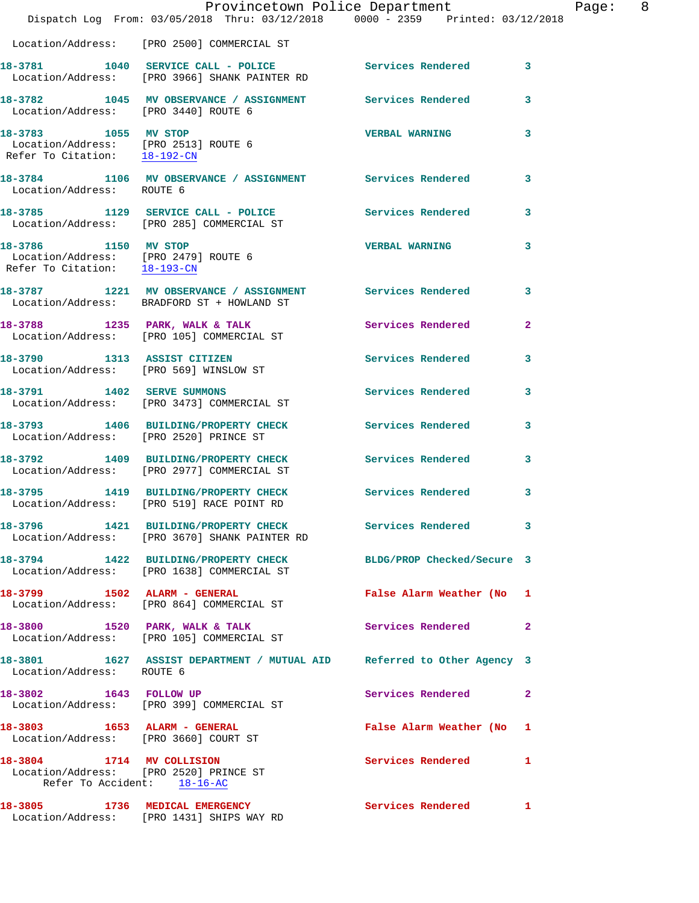Location/Address: [PRO 2500] COMMERCIAL ST

**18-3781** 1040 **SERVICE CALL - POLICE** Services Rendered 3
Location/Address: [PRO 3966] SHANK PAINTER RD

**18-3782** 1045 **MV OBSERVANCE / ASSIGNMENT** Services Rendered 3
Location/Address: [PRO 3440] ROUTE 6

**18-3783** 1055 **MV STOP** VERBAL WARNING 3
Location/Address: [PRO 2513] ROUTE 6
Refer To Citation: 18-192-CN

**18-3784** 1106 **MV OBSERVANCE / ASSIGNMENT** Services Rendered 3
Location/Address: ROUTE 6

**18-3785** 1129 **SERVICE CALL - POLICE** Services Rendered 3
Location/Address: [PRO 285] COMMERCIAL ST

**18-3786** 1150 **MV STOP** VERBAL WARNING 3
Location/Address: [PRO 2479] ROUTE 6
Refer To Citation: 18-193-CN

**18-3787** 1221 **MV OBSERVANCE / ASSIGNMENT** Services Rendered 3
Location/Address: BRADFORD ST + HOWLAND ST

**18-3788** 1235 **PARK, WALK & TALK** Services Rendered 2
Location/Address: [PRO 105] COMMERCIAL ST

**18-3790** 1313 **ASSIST CITIZEN** Services Rendered 3
Location/Address: [PRO 569] WINSLOW ST

**18-3791** 1402 **SERVE SUMMONS** Services Rendered 3
Location/Address: [PRO 3473] COMMERCIAL ST

**18-3793** 1406 **BUILDING/PROPERTY CHECK** Services Rendered 3
Location/Address: [PRO 2520] PRINCE ST

**18-3792** 1409 **BUILDING/PROPERTY CHECK** Services Rendered 3
Location/Address: [PRO 2977] COMMERCIAL ST

**18-3795** 1419 **BUILDING/PROPERTY CHECK** Services Rendered 3
Location/Address: [PRO 519] RACE POINT RD

**18-3796** 1421 **BUILDING/PROPERTY CHECK** Services Rendered 3
Location/Address: [PRO 3670] SHANK PAINTER RD

**18-3794** 1422 **BUILDING/PROPERTY CHECK** BLDG/PROP Checked/Secure 3
Location/Address: [PRO 1638] COMMERCIAL ST

**18-3799** 1502 **ALARM - GENERAL** False Alarm Weather (No 1
Location/Address: [PRO 864] COMMERCIAL ST

**18-3800** 1520 **PARK, WALK & TALK** Services Rendered 2
Location/Address: [PRO 105] COMMERCIAL ST

**18-3801** 1627 **ASSIST DEPARTMENT / MUTUAL AID** Referred to Other Agency 3
Location/Address: ROUTE 6

**18-3802** 1643 **FOLLOW UP** Services Rendered 2
Location/Address: [PRO 399] COMMERCIAL ST

**18-3803** 1653 **ALARM - GENERAL** False Alarm Weather (No 1
Location/Address: [PRO 3660] COURT ST

**18-3804** 1714 **MV COLLISION** Services Rendered 1
Location/Address: [PRO 2520] PRINCE ST
Refer To Accident: 18-16-AC

**18-3805** 1736 **MEDICAL EMERGENCY** Services Rendered 1
Location/Address: [PRO 1431] SHIPS WAY RD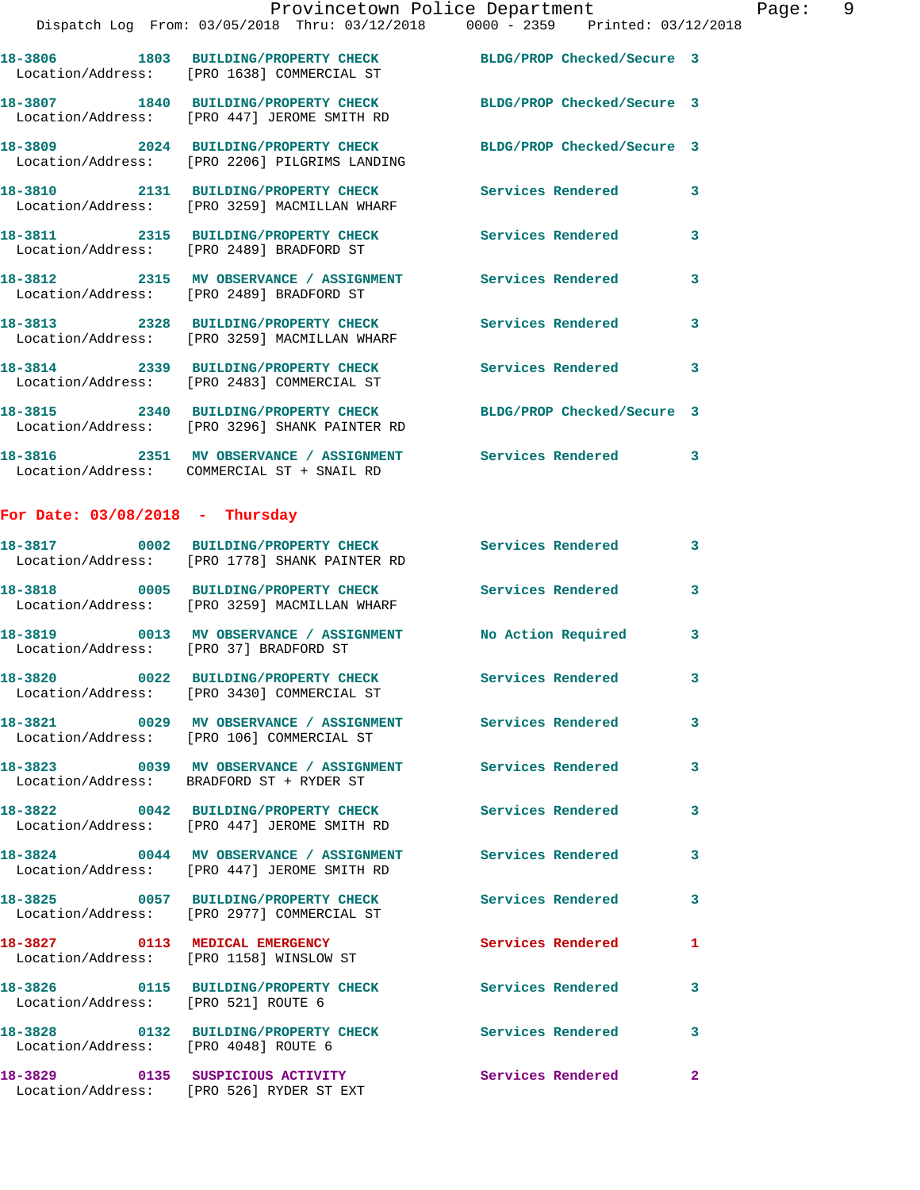18-3806 1803 BUILDING/PROPERTY CHECK BLDG/PROP Checked/Secure 3
Location/Address: [PRO 1638] COMMERCIAL ST

18-3807 1840 BUILDING/PROPERTY CHECK BLDG/PROP Checked/Secure 3
Location/Address: [PRO 447] JEROME SMITH RD

18-3809 2024 BUILDING/PROPERTY CHECK BLDG/PROP Checked/Secure 3
Location/Address: [PRO 2206] PILGRIMS LANDING

18-3810 2131 BUILDING/PROPERTY CHECK Services Rendered 3
Location/Address: [PRO 3259] MACMILLAN WHARF

18-3811 2315 BUILDING/PROPERTY CHECK Services Rendered 3
Location/Address: [PRO 2489] BRADFORD ST

18-3812 2315 MV OBSERVANCE / ASSIGNMENT Services Rendered 3
Location/Address: [PRO 2489] BRADFORD ST

18-3813 2328 BUILDING/PROPERTY CHECK Services Rendered 3
Location/Address: [PRO 3259] MACMILLAN WHARF

18-3814 2339 BUILDING/PROPERTY CHECK Services Rendered 3
Location/Address: [PRO 2483] COMMERCIAL ST

18-3815 2340 BUILDING/PROPERTY CHECK BLDG/PROP Checked/Secure 3
Location/Address: [PRO 3296] SHANK PAINTER RD

18-3816 2351 MV OBSERVANCE / ASSIGNMENT Services Rendered 3
Location/Address: COMMERCIAL ST + SNAIL RD

**For Date: 03/08/2018 - Thursday**

18-3817 0002 BUILDING/PROPERTY CHECK Services Rendered 3
Location/Address: [PRO 1778] SHANK PAINTER RD

18-3818 0005 BUILDING/PROPERTY CHECK Services Rendered 3
Location/Address: [PRO 3259] MACMILLAN WHARF

18-3819 0013 MV OBSERVANCE / ASSIGNMENT No Action Required 3
Location/Address: [PRO 37] BRADFORD ST

18-3820 0022 BUILDING/PROPERTY CHECK Services Rendered 3
Location/Address: [PRO 3430] COMMERCIAL ST

18-3821 0029 MV OBSERVANCE / ASSIGNMENT Services Rendered 3
Location/Address: [PRO 106] COMMERCIAL ST

18-3823 0039 MV OBSERVANCE / ASSIGNMENT Services Rendered 3
Location/Address: BRADFORD ST + RYDER ST

18-3822 0042 BUILDING/PROPERTY CHECK Services Rendered 3
Location/Address: [PRO 447] JEROME SMITH RD

18-3824 0044 MV OBSERVANCE / ASSIGNMENT Services Rendered 3
Location/Address: [PRO 447] JEROME SMITH RD

18-3825 0057 BUILDING/PROPERTY CHECK Services Rendered 3
Location/Address: [PRO 2977] COMMERCIAL ST

18-3827 0113 MEDICAL EMERGENCY Services Rendered 1
Location/Address: [PRO 1158] WINSLOW ST

18-3826 0115 BUILDING/PROPERTY CHECK Services Rendered 3
Location/Address: [PRO 521] ROUTE 6

18-3828 0132 BUILDING/PROPERTY CHECK Services Rendered 3
Location/Address: [PRO 4048] ROUTE 6

18-3829 0135 SUSPICIOUS ACTIVITY Services Rendered 2
Location/Address: [PRO 526] RYDER ST EXT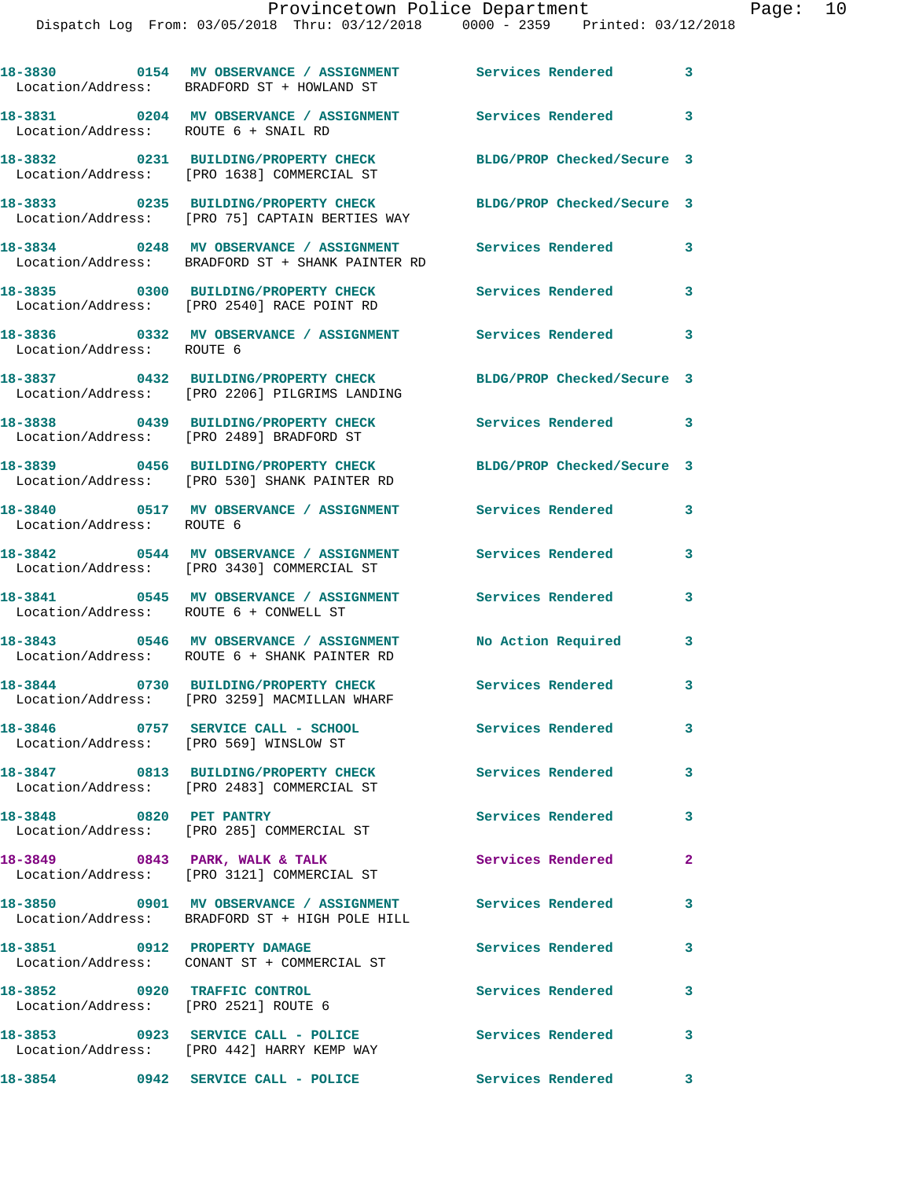18-3830 0154 MV OBSERVANCE / ASSIGNMENT Services Rendered 3
Location/Address: BRADFORD ST + HOWLAND ST

18-3831 0204 MV OBSERVANCE / ASSIGNMENT Services Rendered 3
Location/Address: ROUTE 6 + SNAIL RD

18-3832 0231 BUILDING/PROPERTY CHECK BLDG/PROP Checked/Secure 3
Location/Address: [PRO 1638] COMMERCIAL ST

18-3833 0235 BUILDING/PROPERTY CHECK BLDG/PROP Checked/Secure 3
Location/Address: [PRO 75] CAPTAIN BERTIES WAY

18-3834 0248 MV OBSERVANCE / ASSIGNMENT Services Rendered 3
Location/Address: BRADFORD ST + SHANK PAINTER RD

18-3835 0300 BUILDING/PROPERTY CHECK Services Rendered 3
Location/Address: [PRO 2540] RACE POINT RD

18-3836 0332 MV OBSERVANCE / ASSIGNMENT Services Rendered 3
Location/Address: ROUTE 6

18-3837 0432 BUILDING/PROPERTY CHECK BLDG/PROP Checked/Secure 3
Location/Address: [PRO 2206] PILGRIMS LANDING

18-3838 0439 BUILDING/PROPERTY CHECK Services Rendered 3
Location/Address: [PRO 2489] BRADFORD ST

18-3839 0456 BUILDING/PROPERTY CHECK BLDG/PROP Checked/Secure 3
Location/Address: [PRO 530] SHANK PAINTER RD

18-3840 0517 MV OBSERVANCE / ASSIGNMENT Services Rendered 3
Location/Address: ROUTE 6

18-3842 0544 MV OBSERVANCE / ASSIGNMENT Services Rendered 3
Location/Address: [PRO 3430] COMMERCIAL ST

18-3841 0545 MV OBSERVANCE / ASSIGNMENT Services Rendered 3
Location/Address: ROUTE 6 + CONWELL ST

18-3843 0546 MV OBSERVANCE / ASSIGNMENT No Action Required 3
Location/Address: ROUTE 6 + SHANK PAINTER RD

18-3844 0730 BUILDING/PROPERTY CHECK Services Rendered 3
Location/Address: [PRO 3259] MACMILLAN WHARF

18-3846 0757 SERVICE CALL - SCHOOL Services Rendered 3
Location/Address: [PRO 569] WINSLOW ST

18-3847 0813 BUILDING/PROPERTY CHECK Services Rendered 3
Location/Address: [PRO 2483] COMMERCIAL ST

18-3848 0820 PET PANTRY Services Rendered 3
Location/Address: [PRO 285] COMMERCIAL ST

18-3849 0843 PARK, WALK & TALK Services Rendered 2
Location/Address: [PRO 3121] COMMERCIAL ST

18-3850 0901 MV OBSERVANCE / ASSIGNMENT Services Rendered 3
Location/Address: BRADFORD ST + HIGH POLE HILL

18-3851 0912 PROPERTY DAMAGE Services Rendered 3
Location/Address: CONANT ST + COMMERCIAL ST

18-3852 0920 TRAFFIC CONTROL Services Rendered 3
Location/Address: [PRO 2521] ROUTE 6

18-3853 0923 SERVICE CALL - POLICE Services Rendered 3
Location/Address: [PRO 442] HARRY KEMP WAY

18-3854 0942 SERVICE CALL - POLICE Services Rendered 3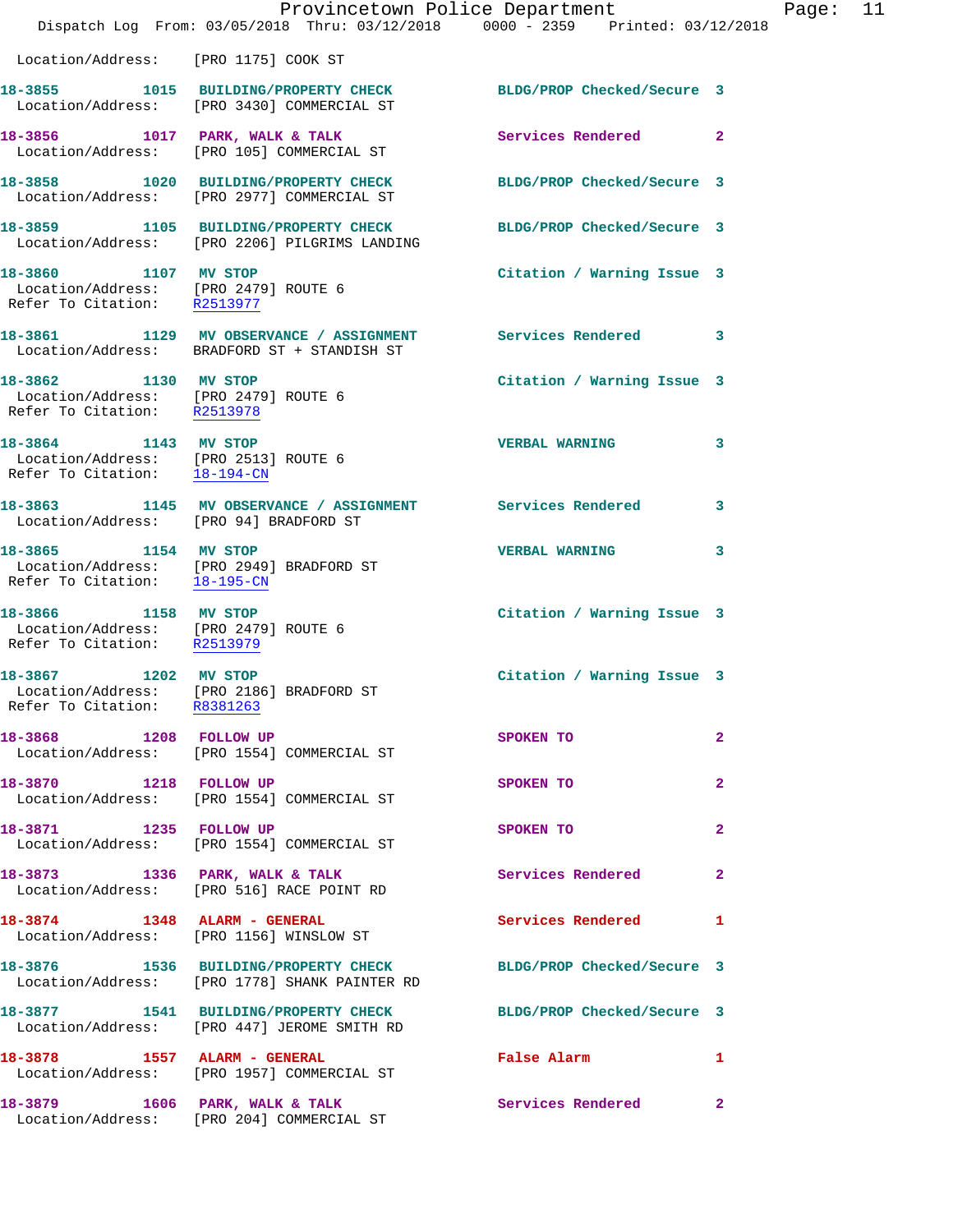Location/Address: [PRO 1175] COOK ST

18-3855 1015 BUILDING/PROPERTY CHECK BLDG/PROP Checked/Secure 3
Location/Address: [PRO 3430] COMMERCIAL ST

18-3856 1017 PARK, WALK & TALK Services Rendered 2
Location/Address: [PRO 105] COMMERCIAL ST

18-3858 1020 BUILDING/PROPERTY CHECK BLDG/PROP Checked/Secure 3
Location/Address: [PRO 2977] COMMERCIAL ST

18-3859 1105 BUILDING/PROPERTY CHECK BLDG/PROP Checked/Secure 3
Location/Address: [PRO 2206] PILGRIMS LANDING

18-3860 1107 MV STOP Citation / Warning Issue 3
Location/Address: [PRO 2479] ROUTE 6
Refer To Citation: R2513977

18-3861 1129 MV OBSERVANCE / ASSIGNMENT Services Rendered 3
Location/Address: BRADFORD ST + STANDISH ST

18-3862 1130 MV STOP Citation / Warning Issue 3
Location/Address: [PRO 2479] ROUTE 6
Refer To Citation: R2513978

18-3864 1143 MV STOP VERBAL WARNING 3
Location/Address: [PRO 2513] ROUTE 6
Refer To Citation: 18-194-CN

18-3863 1145 MV OBSERVANCE / ASSIGNMENT Services Rendered 3
Location/Address: [PRO 94] BRADFORD ST

18-3865 1154 MV STOP VERBAL WARNING 3
Location/Address: [PRO 2949] BRADFORD ST
Refer To Citation: 18-195-CN

18-3866 1158 MV STOP Citation / Warning Issue 3
Location/Address: [PRO 2479] ROUTE 6
Refer To Citation: R2513979

18-3867 1202 MV STOP Citation / Warning Issue 3
Location/Address: [PRO 2186] BRADFORD ST
Refer To Citation: R8381263

18-3868 1208 FOLLOW UP SPOKEN TO 2
Location/Address: [PRO 1554] COMMERCIAL ST

18-3870 1218 FOLLOW UP SPOKEN TO 2
Location/Address: [PRO 1554] COMMERCIAL ST

18-3871 1235 FOLLOW UP SPOKEN TO 2
Location/Address: [PRO 1554] COMMERCIAL ST

18-3873 1336 PARK, WALK & TALK Services Rendered 2
Location/Address: [PRO 516] RACE POINT RD

18-3874 1348 ALARM - GENERAL Services Rendered 1
Location/Address: [PRO 1156] WINSLOW ST

18-3876 1536 BUILDING/PROPERTY CHECK BLDG/PROP Checked/Secure 3
Location/Address: [PRO 1778] SHANK PAINTER RD

18-3877 1541 BUILDING/PROPERTY CHECK BLDG/PROP Checked/Secure 3
Location/Address: [PRO 447] JEROME SMITH RD

18-3878 1557 ALARM - GENERAL False Alarm 1
Location/Address: [PRO 1957] COMMERCIAL ST

18-3879 1606 PARK, WALK & TALK Services Rendered 2
Location/Address: [PRO 204] COMMERCIAL ST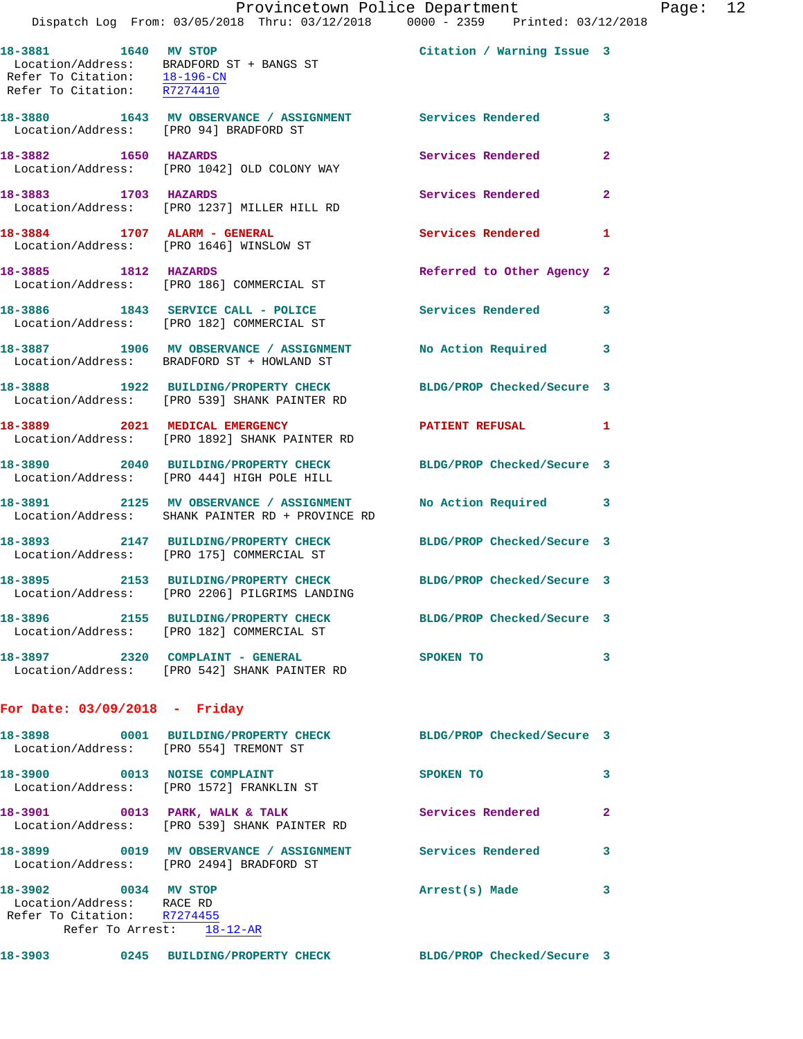18-3881 1640 MV STOP Citation / Warning Issue 3
Location/Address: BRADFORD ST + BANGS ST
Refer To Citation: 18-196-CN
Refer To Citation: R7274410

18-3880 1643 MV OBSERVANCE / ASSIGNMENT Services Rendered 3
Location/Address: [PRO 94] BRADFORD ST

18-3882 1650 HAZARDS Services Rendered 2
Location/Address: [PRO 1042] OLD COLONY WAY

18-3883 1703 HAZARDS Services Rendered 2
Location/Address: [PRO 1237] MILLER HILL RD

18-3884 1707 ALARM - GENERAL Services Rendered 1
Location/Address: [PRO 1646] WINSLOW ST

18-3885 1812 HAZARDS Referred to Other Agency 2
Location/Address: [PRO 186] COMMERCIAL ST

18-3886 1843 SERVICE CALL - POLICE Services Rendered 3
Location/Address: [PRO 182] COMMERCIAL ST

18-3887 1906 MV OBSERVANCE / ASSIGNMENT No Action Required 3
Location/Address: BRADFORD ST + HOWLAND ST

18-3888 1922 BUILDING/PROPERTY CHECK BLDG/PROP Checked/Secure 3
Location/Address: [PRO 539] SHANK PAINTER RD

18-3889 2021 MEDICAL EMERGENCY PATIENT REFUSAL 1
Location/Address: [PRO 1892] SHANK PAINTER RD

18-3890 2040 BUILDING/PROPERTY CHECK BLDG/PROP Checked/Secure 3
Location/Address: [PRO 444] HIGH POLE HILL

18-3891 2125 MV OBSERVANCE / ASSIGNMENT No Action Required 3
Location/Address: SHANK PAINTER RD + PROVINCE RD

18-3893 2147 BUILDING/PROPERTY CHECK BLDG/PROP Checked/Secure 3
Location/Address: [PRO 175] COMMERCIAL ST

18-3895 2153 BUILDING/PROPERTY CHECK BLDG/PROP Checked/Secure 3
Location/Address: [PRO 2206] PILGRIMS LANDING

18-3896 2155 BUILDING/PROPERTY CHECK BLDG/PROP Checked/Secure 3
Location/Address: [PRO 182] COMMERCIAL ST

18-3897 2320 COMPLAINT - GENERAL SPOKEN TO 3
Location/Address: [PRO 542] SHANK PAINTER RD

**For Date: 03/09/2018 - Friday**

18-3898 0001 BUILDING/PROPERTY CHECK BLDG/PROP Checked/Secure 3
Location/Address: [PRO 554] TREMONT ST

18-3900 0013 NOISE COMPLAINT SPOKEN TO 3
Location/Address: [PRO 1572] FRANKLIN ST

18-3901 0013 PARK, WALK & TALK Services Rendered 2
Location/Address: [PRO 539] SHANK PAINTER RD

18-3899 0019 MV OBSERVANCE / ASSIGNMENT Services Rendered 3
Location/Address: [PRO 2494] BRADFORD ST

18-3902 0034 MV STOP Arrest(s) Made 3
Location/Address: RACE RD
Refer To Citation: R7274455
Refer To Arrest: 18-12-AR

18-3903 0245 BUILDING/PROPERTY CHECK BLDG/PROP Checked/Secure 3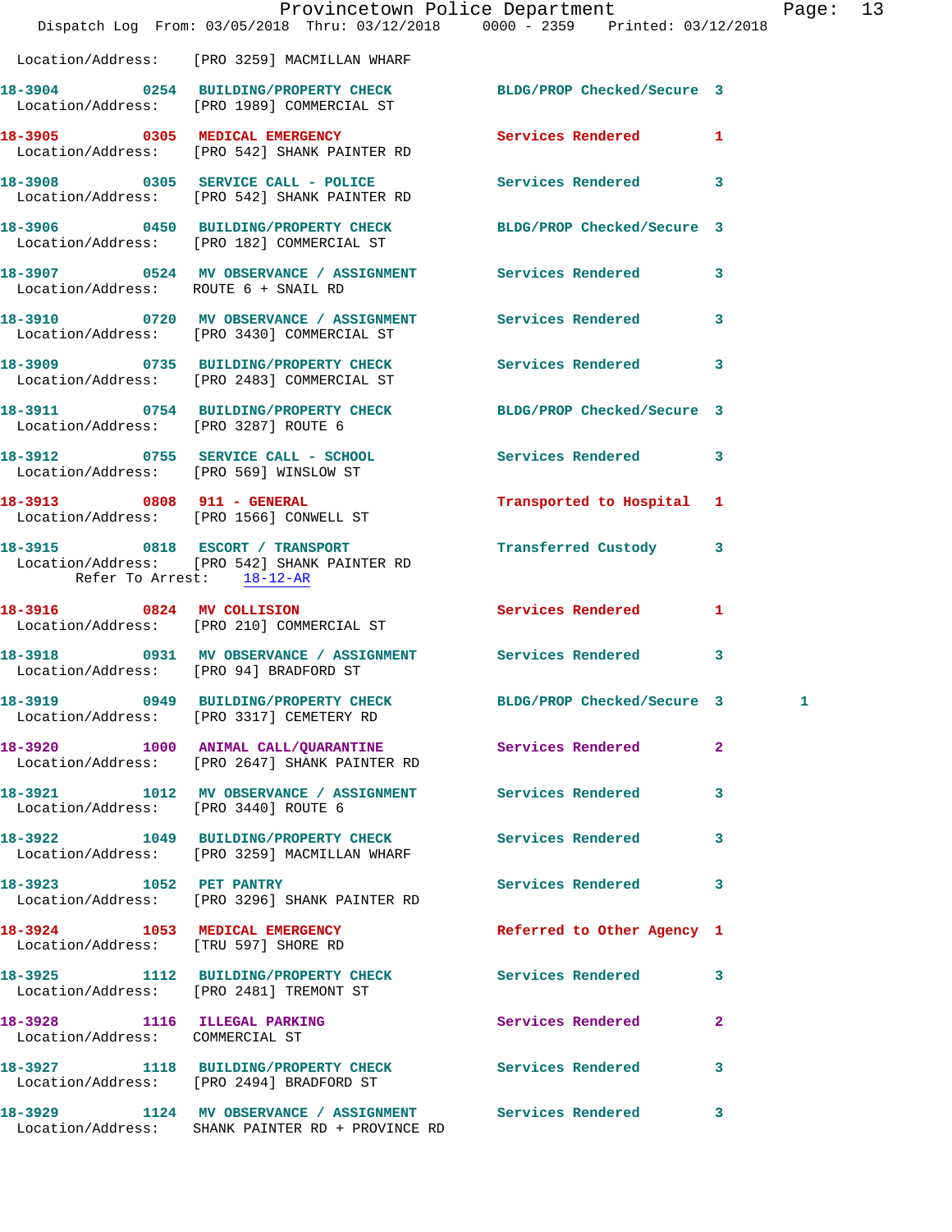Location/Address: [PRO 3259] MACMILLAN WHARF

| Call # | Time | Call Reason | Action | Priority | |
|---|---|---|---|---|---|
| 18-3904 | 0254 | BUILDING/PROPERTY CHECK | BLDG/PROP Checked/Secure | 3 | |
| | | Location/Address: [PRO 1989] COMMERCIAL ST | | | |
| 18-3905 | 0305 | MEDICAL EMERGENCY | Services Rendered | 1 | |
| | | Location/Address: [PRO 542] SHANK PAINTER RD | | | |
| 18-3908 | 0305 | SERVICE CALL - POLICE | Services Rendered | 3 | |
| | | Location/Address: [PRO 542] SHANK PAINTER RD | | | |
| 18-3906 | 0450 | BUILDING/PROPERTY CHECK | BLDG/PROP Checked/Secure | 3 | |
| | | Location/Address: [PRO 182] COMMERCIAL ST | | | |
| 18-3907 | 0524 | MV OBSERVANCE / ASSIGNMENT | Services Rendered | 3 | |
| | | Location/Address: ROUTE 6 + SNAIL RD | | | |
| 18-3910 | 0720 | MV OBSERVANCE / ASSIGNMENT | Services Rendered | 3 | |
| | | Location/Address: [PRO 3430] COMMERCIAL ST | | | |
| 18-3909 | 0735 | BUILDING/PROPERTY CHECK | Services Rendered | 3 | |
| | | Location/Address: [PRO 2483] COMMERCIAL ST | | | |
| 18-3911 | 0754 | BUILDING/PROPERTY CHECK | BLDG/PROP Checked/Secure | 3 | |
| | | Location/Address: [PRO 3287] ROUTE 6 | | | |
| 18-3912 | 0755 | SERVICE CALL - SCHOOL | Services Rendered | 3 | |
| | | Location/Address: [PRO 569] WINSLOW ST | | | |
| 18-3913 | 0808 | 911 - GENERAL | Transported to Hospital | 1 | |
| | | Location/Address: [PRO 1566] CONWELL ST | | | |
| 18-3915 | 0818 | ESCORT / TRANSPORT | Transferred Custody | 3 | |
| | | Location/Address: [PRO 542] SHANK PAINTER RD | | | |
| | | Refer To Arrest: 18-12-AR | | | |
| 18-3916 | 0824 | MV COLLISION | Services Rendered | 1 | |
| | | Location/Address: [PRO 210] COMMERCIAL ST | | | |
| 18-3918 | 0931 | MV OBSERVANCE / ASSIGNMENT | Services Rendered | 3 | |
| | | Location/Address: [PRO 94] BRADFORD ST | | | |
| 18-3919 | 0949 | BUILDING/PROPERTY CHECK | BLDG/PROP Checked/Secure | 3 | 1 |
| | | Location/Address: [PRO 3317] CEMETERY RD | | | |
| 18-3920 | 1000 | ANIMAL CALL/QUARANTINE | Services Rendered | 2 | |
| | | Location/Address: [PRO 2647] SHANK PAINTER RD | | | |
| 18-3921 | 1012 | MV OBSERVANCE / ASSIGNMENT | Services Rendered | 3 | |
| | | Location/Address: [PRO 3440] ROUTE 6 | | | |
| 18-3922 | 1049 | BUILDING/PROPERTY CHECK | Services Rendered | 3 | |
| | | Location/Address: [PRO 3259] MACMILLAN WHARF | | | |
| 18-3923 | 1052 | PET PANTRY | Services Rendered | 3 | |
| | | Location/Address: [PRO 3296] SHANK PAINTER RD | | | |
| 18-3924 | 1053 | MEDICAL EMERGENCY | Referred to Other Agency | 1 | |
| | | Location/Address: [TRU 597] SHORE RD | | | |
| 18-3925 | 1112 | BUILDING/PROPERTY CHECK | Services Rendered | 3 | |
| | | Location/Address: [PRO 2481] TREMONT ST | | | |
| 18-3928 | 1116 | ILLEGAL PARKING | Services Rendered | 2 | |
| | | Location/Address: COMMERCIAL ST | | | |
| 18-3927 | 1118 | BUILDING/PROPERTY CHECK | Services Rendered | 3 | |
| | | Location/Address: [PRO 2494] BRADFORD ST | | | |
| 18-3929 | 1124 | MV OBSERVANCE / ASSIGNMENT | Services Rendered | 3 | |
| | | Location/Address: SHANK PAINTER RD + PROVINCE RD | | | |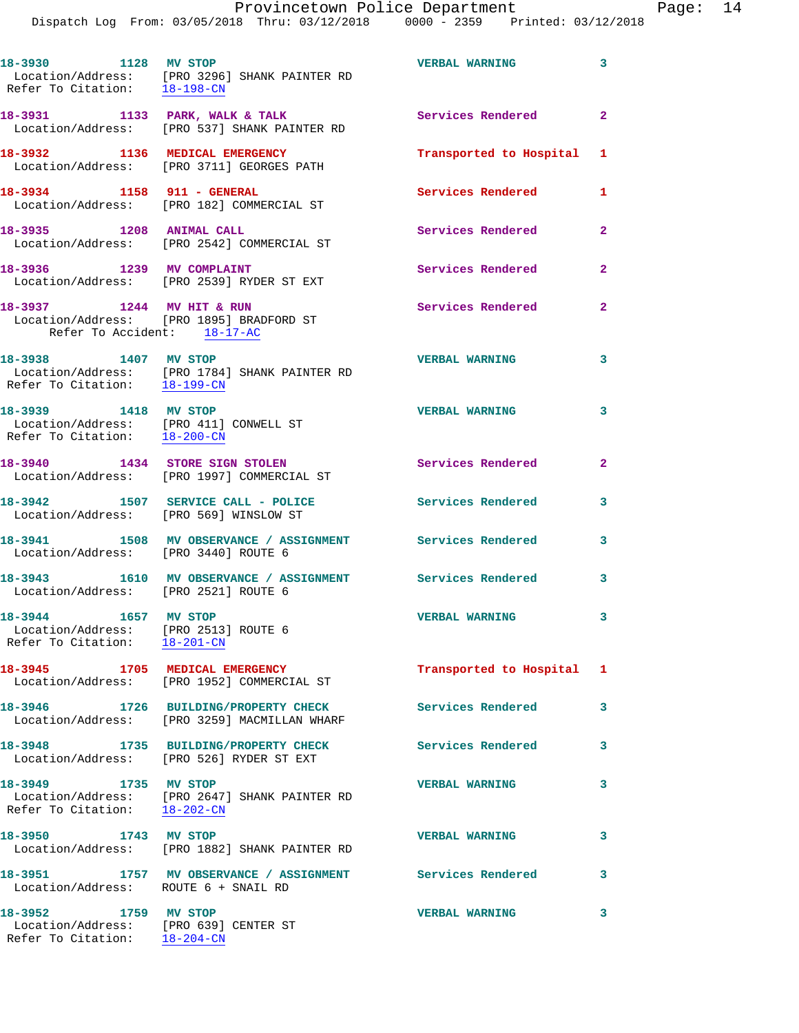18-3930 1128 MV STOP VERBAL WARNING 3
Location/Address: [PRO 3296] SHANK PAINTER RD
Refer To Citation: 18-198-CN

18-3931 1133 PARK, WALK & TALK Services Rendered 2
Location/Address: [PRO 537] SHANK PAINTER RD

18-3932 1136 MEDICAL EMERGENCY Transported to Hospital 1
Location/Address: [PRO 3711] GEORGES PATH

18-3934 1158 911 - GENERAL Services Rendered 1
Location/Address: [PRO 182] COMMERCIAL ST

18-3935 1208 ANIMAL CALL Services Rendered 2
Location/Address: [PRO 2542] COMMERCIAL ST

18-3936 1239 MV COMPLAINT Services Rendered 2
Location/Address: [PRO 2539] RYDER ST EXT

18-3937 1244 MV HIT & RUN Services Rendered 2
Location/Address: [PRO 1895] BRADFORD ST
Refer To Accident: 18-17-AC

18-3938 1407 MV STOP VERBAL WARNING 3
Location/Address: [PRO 1784] SHANK PAINTER RD
Refer To Citation: 18-199-CN

18-3939 1418 MV STOP VERBAL WARNING 3
Location/Address: [PRO 411] CONWELL ST
Refer To Citation: 18-200-CN

18-3940 1434 STORE SIGN STOLEN Services Rendered 2
Location/Address: [PRO 1997] COMMERCIAL ST

18-3942 1507 SERVICE CALL - POLICE Services Rendered 3
Location/Address: [PRO 569] WINSLOW ST

18-3941 1508 MV OBSERVANCE / ASSIGNMENT Services Rendered 3
Location/Address: [PRO 3440] ROUTE 6

18-3943 1610 MV OBSERVANCE / ASSIGNMENT Services Rendered 3
Location/Address: [PRO 2521] ROUTE 6

18-3944 1657 MV STOP VERBAL WARNING 3
Location/Address: [PRO 2513] ROUTE 6
Refer To Citation: 18-201-CN

18-3945 1705 MEDICAL EMERGENCY Transported to Hospital 1
Location/Address: [PRO 1952] COMMERCIAL ST

18-3946 1726 BUILDING/PROPERTY CHECK Services Rendered 3
Location/Address: [PRO 3259] MACMILLAN WHARF

18-3948 1735 BUILDING/PROPERTY CHECK Services Rendered 3
Location/Address: [PRO 526] RYDER ST EXT

18-3949 1735 MV STOP VERBAL WARNING 3
Location/Address: [PRO 2647] SHANK PAINTER RD
Refer To Citation: 18-202-CN

18-3950 1743 MV STOP VERBAL WARNING 3
Location/Address: [PRO 1882] SHANK PAINTER RD

18-3951 1757 MV OBSERVANCE / ASSIGNMENT Services Rendered 3
Location/Address: ROUTE 6 + SNAIL RD

18-3952 1759 MV STOP VERBAL WARNING 3
Location/Address: [PRO 639] CENTER ST
Refer To Citation: 18-204-CN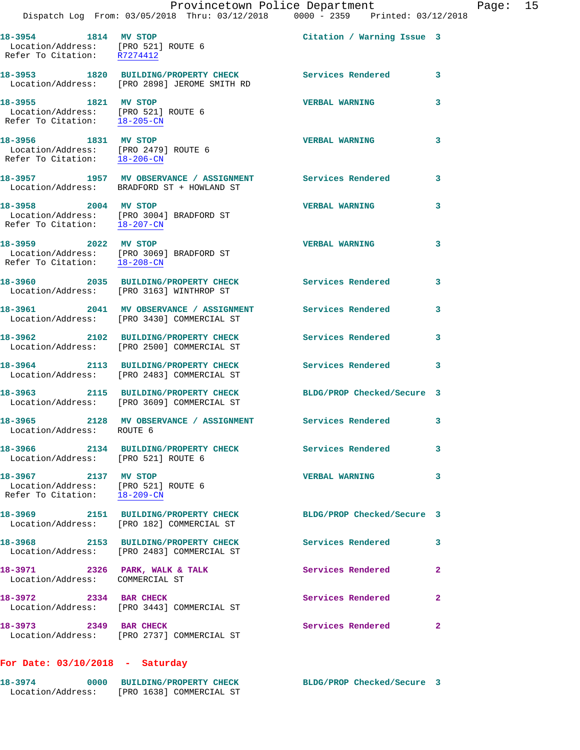18-3954 1814 MV STOP Citation / Warning Issue 3
Location/Address: [PRO 521] ROUTE 6
Refer To Citation: R7274412

18-3953 1820 BUILDING/PROPERTY CHECK Services Rendered 3
Location/Address: [PRO 2898] JEROME SMITH RD

18-3955 1821 MV STOP VERBAL WARNING 3
Location/Address: [PRO 521] ROUTE 6
Refer To Citation: 18-205-CN

18-3956 1831 MV STOP VERBAL WARNING 3
Location/Address: [PRO 2479] ROUTE 6
Refer To Citation: 18-206-CN

18-3957 1957 MV OBSERVANCE / ASSIGNMENT Services Rendered 3
Location/Address: BRADFORD ST + HOWLAND ST

18-3958 2004 MV STOP VERBAL WARNING 3
Location/Address: [PRO 3004] BRADFORD ST
Refer To Citation: 18-207-CN

18-3959 2022 MV STOP VERBAL WARNING 3
Location/Address: [PRO 3069] BRADFORD ST
Refer To Citation: 18-208-CN

18-3960 2035 BUILDING/PROPERTY CHECK Services Rendered 3
Location/Address: [PRO 3163] WINTHROP ST

18-3961 2041 MV OBSERVANCE / ASSIGNMENT Services Rendered 3
Location/Address: [PRO 3430] COMMERCIAL ST

18-3962 2102 BUILDING/PROPERTY CHECK Services Rendered 3
Location/Address: [PRO 2500] COMMERCIAL ST

18-3964 2113 BUILDING/PROPERTY CHECK Services Rendered 3
Location/Address: [PRO 2483] COMMERCIAL ST

18-3963 2115 BUILDING/PROPERTY CHECK BLDG/PROP Checked/Secure 3
Location/Address: [PRO 3609] COMMERCIAL ST

18-3965 2128 MV OBSERVANCE / ASSIGNMENT Services Rendered 3
Location/Address: ROUTE 6

18-3966 2134 BUILDING/PROPERTY CHECK Services Rendered 3
Location/Address: [PRO 521] ROUTE 6

18-3967 2137 MV STOP VERBAL WARNING 3
Location/Address: [PRO 521] ROUTE 6
Refer To Citation: 18-209-CN

18-3969 2151 BUILDING/PROPERTY CHECK BLDG/PROP Checked/Secure 3
Location/Address: [PRO 182] COMMERCIAL ST

18-3968 2153 BUILDING/PROPERTY CHECK Services Rendered 3
Location/Address: [PRO 2483] COMMERCIAL ST

18-3971 2326 PARK, WALK & TALK Services Rendered 2
Location/Address: COMMERCIAL ST

18-3972 2334 BAR CHECK Services Rendered 2
Location/Address: [PRO 3443] COMMERCIAL ST

18-3973 2349 BAR CHECK Services Rendered 2
Location/Address: [PRO 2737] COMMERCIAL ST

## For Date: 03/10/2018 - Saturday

18-3974 0000 BUILDING/PROPERTY CHECK BLDG/PROP Checked/Secure 3
Location/Address: [PRO 1638] COMMERCIAL ST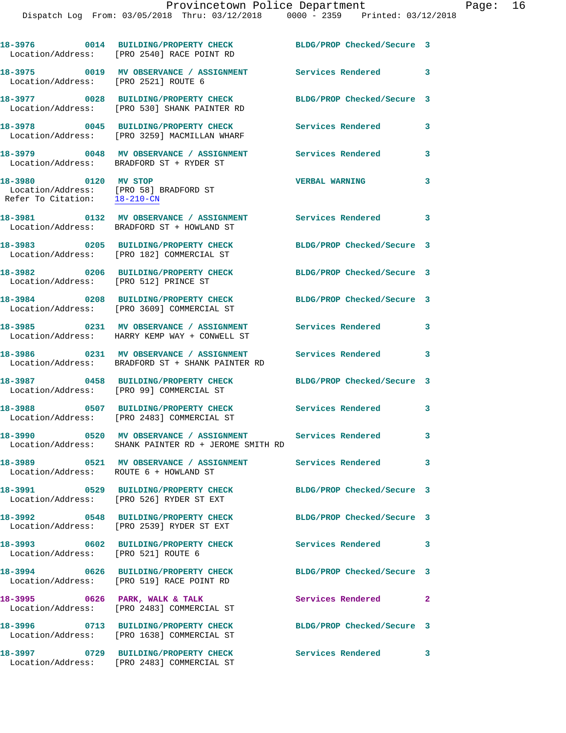18-3976 0014 BUILDING/PROPERTY CHECK BLDG/PROP Checked/Secure 3
Location/Address: [PRO 2540] RACE POINT RD

18-3975 0019 MV OBSERVANCE / ASSIGNMENT Services Rendered 3
Location/Address: [PRO 2521] ROUTE 6

18-3977 0028 BUILDING/PROPERTY CHECK BLDG/PROP Checked/Secure 3
Location/Address: [PRO 530] SHANK PAINTER RD

18-3978 0045 BUILDING/PROPERTY CHECK Services Rendered 3
Location/Address: [PRO 3259] MACMILLAN WHARF

18-3979 0048 MV OBSERVANCE / ASSIGNMENT Services Rendered 3
Location/Address: BRADFORD ST + RYDER ST

18-3980 0120 MV STOP VERBAL WARNING 3
Location/Address: [PRO 58] BRADFORD ST
Refer To Citation: 18-210-CN

18-3981 0132 MV OBSERVANCE / ASSIGNMENT Services Rendered 3
Location/Address: BRADFORD ST + HOWLAND ST

18-3983 0205 BUILDING/PROPERTY CHECK BLDG/PROP Checked/Secure 3
Location/Address: [PRO 182] COMMERCIAL ST

18-3982 0206 BUILDING/PROPERTY CHECK BLDG/PROP Checked/Secure 3
Location/Address: [PRO 512] PRINCE ST

18-3984 0208 BUILDING/PROPERTY CHECK BLDG/PROP Checked/Secure 3
Location/Address: [PRO 3609] COMMERCIAL ST

18-3985 0231 MV OBSERVANCE / ASSIGNMENT Services Rendered 3
Location/Address: HARRY KEMP WAY + CONWELL ST

18-3986 0231 MV OBSERVANCE / ASSIGNMENT Services Rendered 3
Location/Address: BRADFORD ST + SHANK PAINTER RD

18-3987 0458 BUILDING/PROPERTY CHECK BLDG/PROP Checked/Secure 3
Location/Address: [PRO 99] COMMERCIAL ST

18-3988 0507 BUILDING/PROPERTY CHECK Services Rendered 3
Location/Address: [PRO 2483] COMMERCIAL ST

18-3990 0520 MV OBSERVANCE / ASSIGNMENT Services Rendered 3
Location/Address: SHANK PAINTER RD + JEROME SMITH RD

18-3989 0521 MV OBSERVANCE / ASSIGNMENT Services Rendered 3
Location/Address: ROUTE 6 + HOWLAND ST

18-3991 0529 BUILDING/PROPERTY CHECK BLDG/PROP Checked/Secure 3
Location/Address: [PRO 526] RYDER ST EXT

18-3992 0548 BUILDING/PROPERTY CHECK BLDG/PROP Checked/Secure 3
Location/Address: [PRO 2539] RYDER ST EXT

18-3993 0602 BUILDING/PROPERTY CHECK Services Rendered 3
Location/Address: [PRO 521] ROUTE 6

18-3994 0626 BUILDING/PROPERTY CHECK BLDG/PROP Checked/Secure 3
Location/Address: [PRO 519] RACE POINT RD

18-3995 0626 PARK, WALK & TALK Services Rendered 2
Location/Address: [PRO 2483] COMMERCIAL ST

18-3996 0713 BUILDING/PROPERTY CHECK BLDG/PROP Checked/Secure 3
Location/Address: [PRO 1638] COMMERCIAL ST

18-3997 0729 BUILDING/PROPERTY CHECK Services Rendered 3
Location/Address: [PRO 2483] COMMERCIAL ST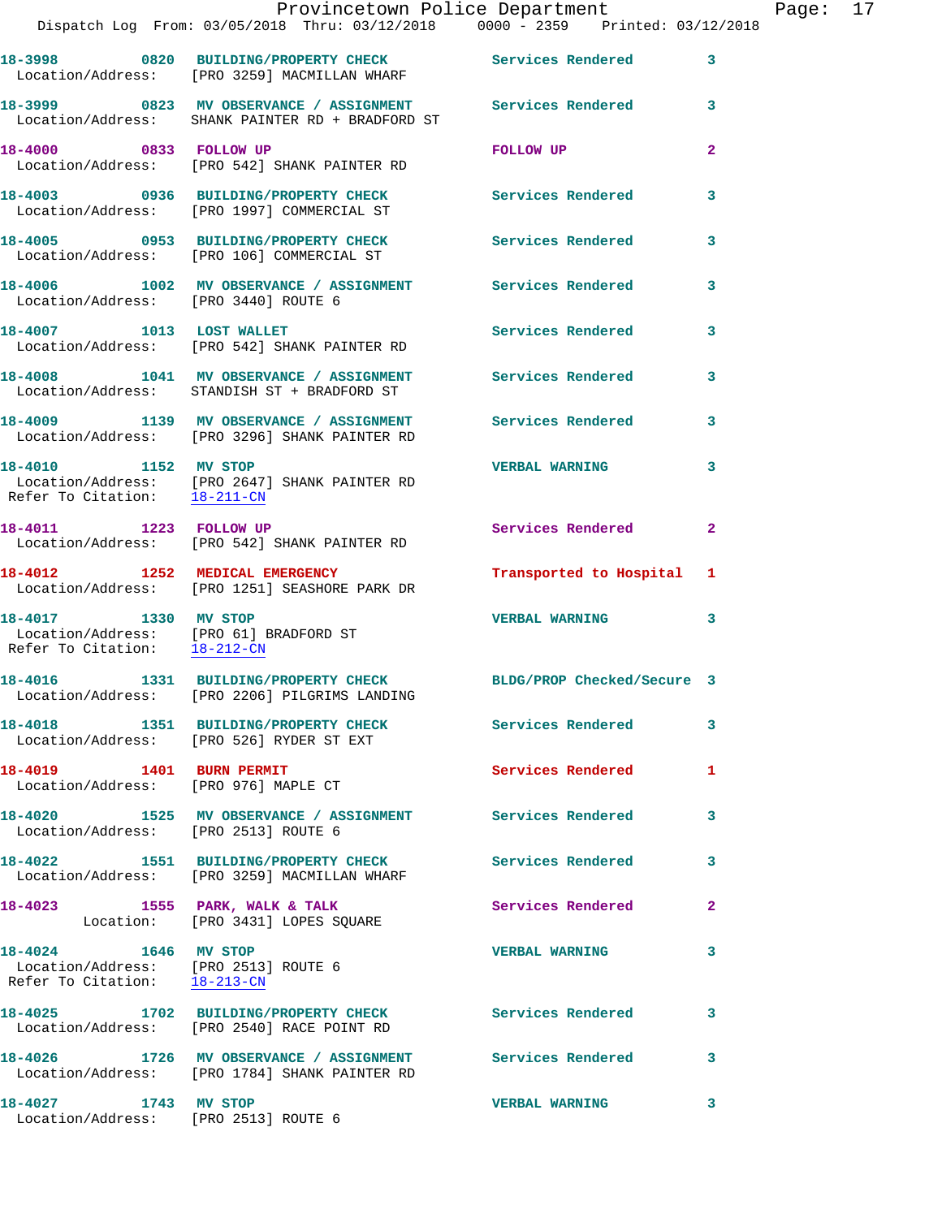18-3998 0820 BUILDING/PROPERTY CHECK Services Rendered 3
Location/Address: [PRO 3259] MACMILLAN WHARF

18-3999 0823 MV OBSERVANCE / ASSIGNMENT Services Rendered 3
Location/Address: SHANK PAINTER RD + BRADFORD ST

18-4000 0833 FOLLOW UP FOLLOW UP 2
Location/Address: [PRO 542] SHANK PAINTER RD

18-4003 0936 BUILDING/PROPERTY CHECK Services Rendered 3
Location/Address: [PRO 1997] COMMERCIAL ST

18-4005 0953 BUILDING/PROPERTY CHECK Services Rendered 3
Location/Address: [PRO 106] COMMERCIAL ST

18-4006 1002 MV OBSERVANCE / ASSIGNMENT Services Rendered 3
Location/Address: [PRO 3440] ROUTE 6

18-4007 1013 LOST WALLET Services Rendered 3
Location/Address: [PRO 542] SHANK PAINTER RD

18-4008 1041 MV OBSERVANCE / ASSIGNMENT Services Rendered 3
Location/Address: STANDISH ST + BRADFORD ST

18-4009 1139 MV OBSERVANCE / ASSIGNMENT Services Rendered 3
Location/Address: [PRO 3296] SHANK PAINTER RD

18-4010 1152 MV STOP VERBAL WARNING 3
Location/Address: [PRO 2647] SHANK PAINTER RD
Refer To Citation: 18-211-CN

18-4011 1223 FOLLOW UP Services Rendered 2
Location/Address: [PRO 542] SHANK PAINTER RD

18-4012 1252 MEDICAL EMERGENCY Transported to Hospital 1
Location/Address: [PRO 1251] SEASHORE PARK DR

18-4017 1330 MV STOP VERBAL WARNING 3
Location/Address: [PRO 61] BRADFORD ST
Refer To Citation: 18-212-CN

18-4016 1331 BUILDING/PROPERTY CHECK BLDG/PROP Checked/Secure 3
Location/Address: [PRO 2206] PILGRIMS LANDING

18-4018 1351 BUILDING/PROPERTY CHECK Services Rendered 3
Location/Address: [PRO 526] RYDER ST EXT

18-4019 1401 BURN PERMIT Services Rendered 1
Location/Address: [PRO 976] MAPLE CT

18-4020 1525 MV OBSERVANCE / ASSIGNMENT Services Rendered 3
Location/Address: [PRO 2513] ROUTE 6

18-4022 1551 BUILDING/PROPERTY CHECK Services Rendered 3
Location/Address: [PRO 3259] MACMILLAN WHARF

18-4023 1555 PARK, WALK & TALK Services Rendered 2
Location: [PRO 3431] LOPES SQUARE

18-4024 1646 MV STOP VERBAL WARNING 3
Location/Address: [PRO 2513] ROUTE 6
Refer To Citation: 18-213-CN

18-4025 1702 BUILDING/PROPERTY CHECK Services Rendered 3
Location/Address: [PRO 2540] RACE POINT RD

18-4026 1726 MV OBSERVANCE / ASSIGNMENT Services Rendered 3
Location/Address: [PRO 1784] SHANK PAINTER RD

18-4027 1743 MV STOP VERBAL WARNING 3
Location/Address: [PRO 2513] ROUTE 6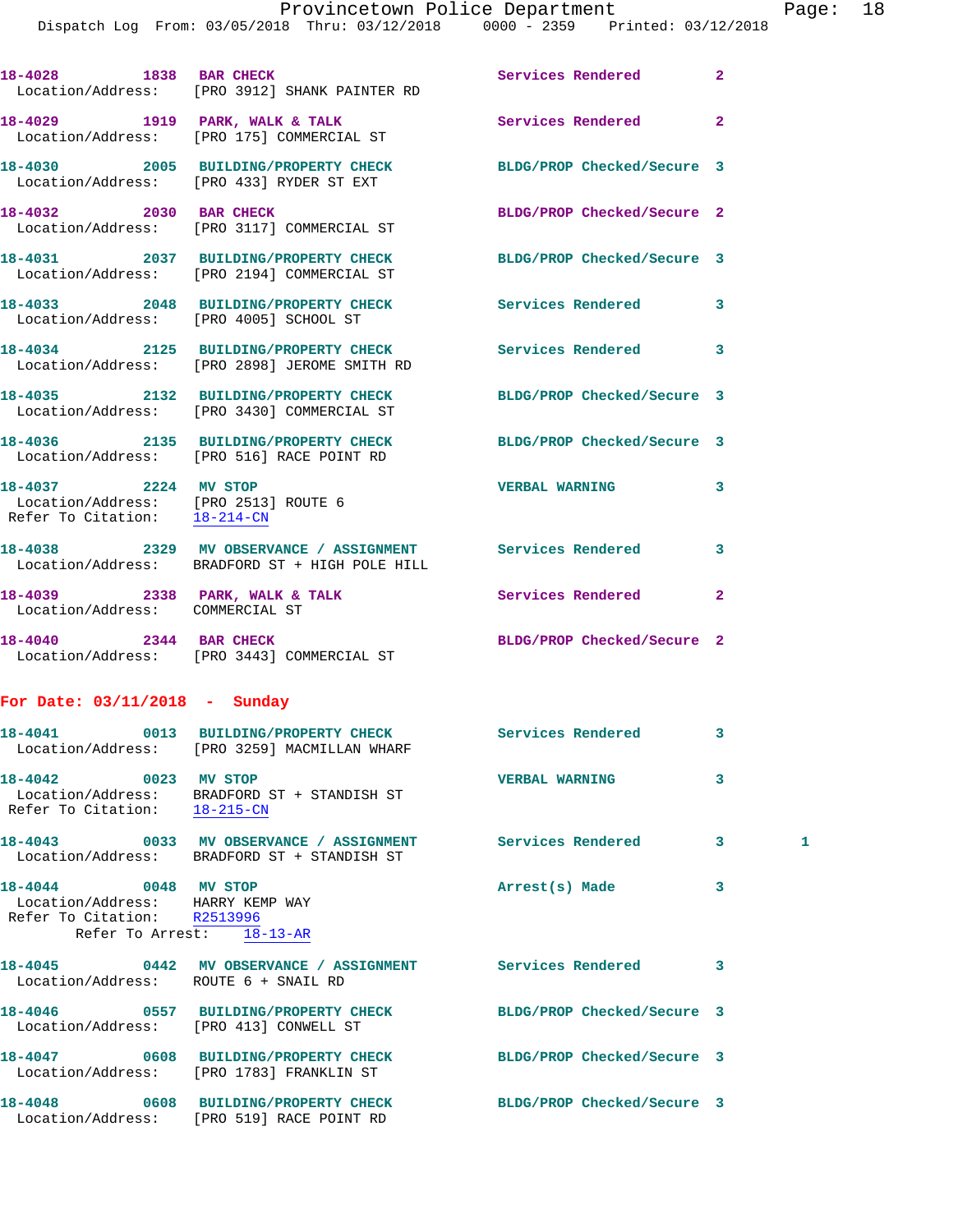18-4028 1838 BAR CHECK Services Rendered 2
Location/Address: [PRO 3912] SHANK PAINTER RD

18-4029 1919 PARK, WALK & TALK Services Rendered 2
Location/Address: [PRO 175] COMMERCIAL ST

18-4030 2005 BUILDING/PROPERTY CHECK BLDG/PROP Checked/Secure 3
Location/Address: [PRO 433] RYDER ST EXT

18-4032 2030 BAR CHECK BLDG/PROP Checked/Secure 2
Location/Address: [PRO 3117] COMMERCIAL ST

18-4031 2037 BUILDING/PROPERTY CHECK BLDG/PROP Checked/Secure 3
Location/Address: [PRO 2194] COMMERCIAL ST

18-4033 2048 BUILDING/PROPERTY CHECK Services Rendered 3
Location/Address: [PRO 4005] SCHOOL ST

18-4034 2125 BUILDING/PROPERTY CHECK Services Rendered 3
Location/Address: [PRO 2898] JEROME SMITH RD

18-4035 2132 BUILDING/PROPERTY CHECK BLDG/PROP Checked/Secure 3
Location/Address: [PRO 3430] COMMERCIAL ST

18-4036 2135 BUILDING/PROPERTY CHECK BLDG/PROP Checked/Secure 3
Location/Address: [PRO 516] RACE POINT RD

18-4037 2224 MV STOP VERBAL WARNING 3
Location/Address: [PRO 2513] ROUTE 6
Refer To Citation: 18-214-CN

18-4038 2329 MV OBSERVANCE / ASSIGNMENT Services Rendered 3
Location/Address: BRADFORD ST + HIGH POLE HILL

18-4039 2338 PARK, WALK & TALK Services Rendered 2
Location/Address: COMMERCIAL ST

18-4040 2344 BAR CHECK BLDG/PROP Checked/Secure 2
Location/Address: [PRO 3443] COMMERCIAL ST

**For Date: 03/11/2018 - Sunday**

18-4041 0013 BUILDING/PROPERTY CHECK Services Rendered 3
Location/Address: [PRO 3259] MACMILLAN WHARF

18-4042 0023 MV STOP VERBAL WARNING 3
Location/Address: BRADFORD ST + STANDISH ST
Refer To Citation: 18-215-CN

18-4043 0033 MV OBSERVANCE / ASSIGNMENT Services Rendered 3 1
Location/Address: BRADFORD ST + STANDISH ST

18-4044 0048 MV STOP Arrest(s) Made 3
Location/Address: HARRY KEMP WAY
Refer To Citation: R2513996
Refer To Arrest: 18-13-AR

18-4045 0442 MV OBSERVANCE / ASSIGNMENT Services Rendered 3
Location/Address: ROUTE 6 + SNAIL RD

18-4046 0557 BUILDING/PROPERTY CHECK BLDG/PROP Checked/Secure 3
Location/Address: [PRO 413] CONWELL ST

18-4047 0608 BUILDING/PROPERTY CHECK BLDG/PROP Checked/Secure 3
Location/Address: [PRO 1783] FRANKLIN ST

18-4048 0608 BUILDING/PROPERTY CHECK BLDG/PROP Checked/Secure 3
Location/Address: [PRO 519] RACE POINT RD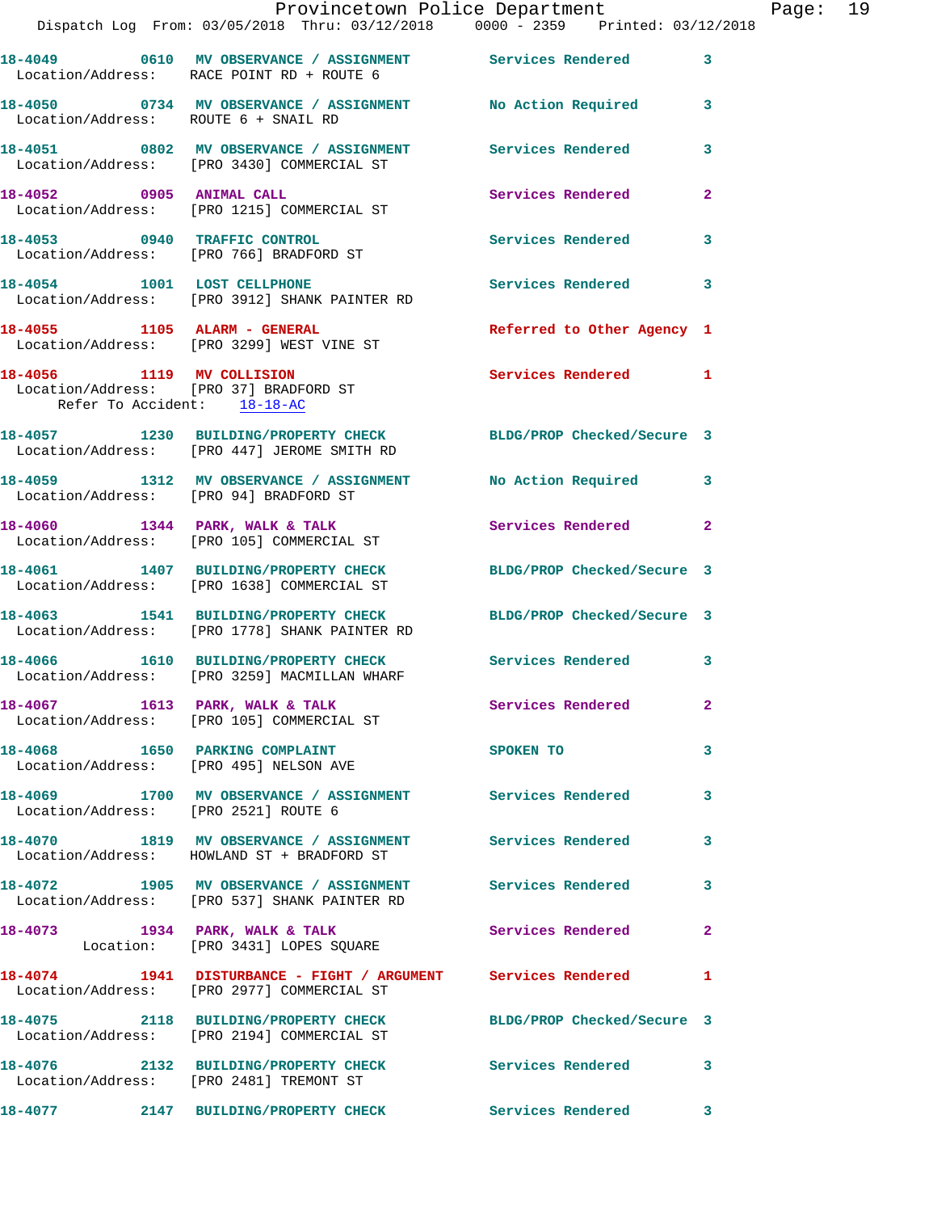18-4049 0610 MV OBSERVANCE / ASSIGNMENT Services Rendered 3
Location/Address: RACE POINT RD + ROUTE 6

18-4050 0734 MV OBSERVANCE / ASSIGNMENT No Action Required 3
Location/Address: ROUTE 6 + SNAIL RD

18-4051 0802 MV OBSERVANCE / ASSIGNMENT Services Rendered 3
Location/Address: [PRO 3430] COMMERCIAL ST

18-4052 0905 ANIMAL CALL Services Rendered 2
Location/Address: [PRO 1215] COMMERCIAL ST

18-4053 0940 TRAFFIC CONTROL Services Rendered 3
Location/Address: [PRO 766] BRADFORD ST

18-4054 1001 LOST CELLPHONE Services Rendered 3
Location/Address: [PRO 3912] SHANK PAINTER RD

18-4055 1105 ALARM - GENERAL Referred to Other Agency 1
Location/Address: [PRO 3299] WEST VINE ST

18-4056 1119 MV COLLISION Services Rendered 1
Location/Address: [PRO 37] BRADFORD ST
Refer To Accident: 18-18-AC

18-4057 1230 BUILDING/PROPERTY CHECK BLDG/PROP Checked/Secure 3
Location/Address: [PRO 447] JEROME SMITH RD

18-4059 1312 MV OBSERVANCE / ASSIGNMENT No Action Required 3
Location/Address: [PRO 94] BRADFORD ST

18-4060 1344 PARK, WALK & TALK Services Rendered 2
Location/Address: [PRO 105] COMMERCIAL ST

18-4061 1407 BUILDING/PROPERTY CHECK BLDG/PROP Checked/Secure 3
Location/Address: [PRO 1638] COMMERCIAL ST

18-4063 1541 BUILDING/PROPERTY CHECK BLDG/PROP Checked/Secure 3
Location/Address: [PRO 1778] SHANK PAINTER RD

18-4066 1610 BUILDING/PROPERTY CHECK Services Rendered 3
Location/Address: [PRO 3259] MACMILLAN WHARF

18-4067 1613 PARK, WALK & TALK Services Rendered 2
Location/Address: [PRO 105] COMMERCIAL ST

18-4068 1650 PARKING COMPLAINT SPOKEN TO 3
Location/Address: [PRO 495] NELSON AVE

18-4069 1700 MV OBSERVANCE / ASSIGNMENT Services Rendered 3
Location/Address: [PRO 2521] ROUTE 6

18-4070 1819 MV OBSERVANCE / ASSIGNMENT Services Rendered 3
Location/Address: HOWLAND ST + BRADFORD ST

18-4072 1905 MV OBSERVANCE / ASSIGNMENT Services Rendered 3
Location/Address: [PRO 537] SHANK PAINTER RD

18-4073 1934 PARK, WALK & TALK Services Rendered 2
Location: [PRO 3431] LOPES SQUARE

18-4074 1941 DISTURBANCE - FIGHT / ARGUMENT Services Rendered 1
Location/Address: [PRO 2977] COMMERCIAL ST

18-4075 2118 BUILDING/PROPERTY CHECK BLDG/PROP Checked/Secure 3
Location/Address: [PRO 2194] COMMERCIAL ST

18-4076 2132 BUILDING/PROPERTY CHECK Services Rendered 3
Location/Address: [PRO 2481] TREMONT ST

18-4077 2147 BUILDING/PROPERTY CHECK Services Rendered 3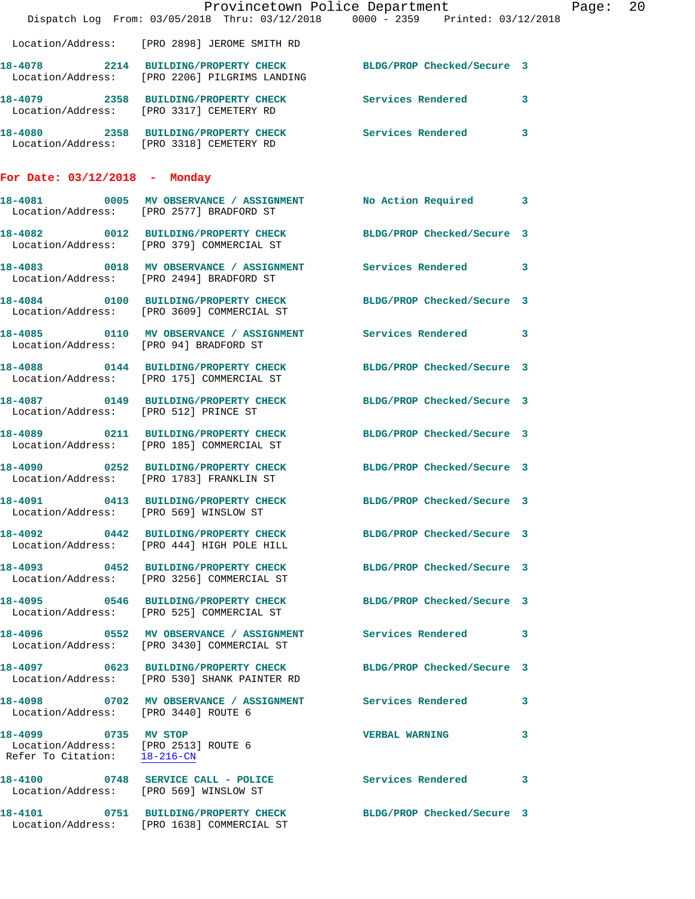Location/Address: [PRO 2898] JEROME SMITH RD

18-4078 2214 BUILDING/PROPERTY CHECK BLDG/PROP Checked/Secure 3
Location/Address: [PRO 2206] PILGRIMS LANDING

18-4079 2358 BUILDING/PROPERTY CHECK Services Rendered 3
Location/Address: [PRO 3317] CEMETERY RD

18-4080 2358 BUILDING/PROPERTY CHECK Services Rendered 3
Location/Address: [PRO 3318] CEMETERY RD

**For Date: 03/12/2018 - Monday**

18-4081 0005 MV OBSERVANCE / ASSIGNMENT No Action Required 3
Location/Address: [PRO 2577] BRADFORD ST

18-4082 0012 BUILDING/PROPERTY CHECK BLDG/PROP Checked/Secure 3
Location/Address: [PRO 379] COMMERCIAL ST

18-4083 0018 MV OBSERVANCE / ASSIGNMENT Services Rendered 3
Location/Address: [PRO 2494] BRADFORD ST

18-4084 0100 BUILDING/PROPERTY CHECK BLDG/PROP Checked/Secure 3
Location/Address: [PRO 3609] COMMERCIAL ST

18-4085 0110 MV OBSERVANCE / ASSIGNMENT Services Rendered 3
Location/Address: [PRO 94] BRADFORD ST

18-4088 0144 BUILDING/PROPERTY CHECK BLDG/PROP Checked/Secure 3
Location/Address: [PRO 175] COMMERCIAL ST

18-4087 0149 BUILDING/PROPERTY CHECK BLDG/PROP Checked/Secure 3
Location/Address: [PRO 512] PRINCE ST

18-4089 0211 BUILDING/PROPERTY CHECK BLDG/PROP Checked/Secure 3
Location/Address: [PRO 185] COMMERCIAL ST

18-4090 0252 BUILDING/PROPERTY CHECK BLDG/PROP Checked/Secure 3
Location/Address: [PRO 1783] FRANKLIN ST

18-4091 0413 BUILDING/PROPERTY CHECK BLDG/PROP Checked/Secure 3
Location/Address: [PRO 569] WINSLOW ST

18-4092 0442 BUILDING/PROPERTY CHECK BLDG/PROP Checked/Secure 3
Location/Address: [PRO 444] HIGH POLE HILL

18-4093 0452 BUILDING/PROPERTY CHECK BLDG/PROP Checked/Secure 3
Location/Address: [PRO 3256] COMMERCIAL ST

18-4095 0546 BUILDING/PROPERTY CHECK BLDG/PROP Checked/Secure 3
Location/Address: [PRO 525] COMMERCIAL ST

18-4096 0552 MV OBSERVANCE / ASSIGNMENT Services Rendered 3
Location/Address: [PRO 3430] COMMERCIAL ST

18-4097 0623 BUILDING/PROPERTY CHECK BLDG/PROP Checked/Secure 3
Location/Address: [PRO 530] SHANK PAINTER RD

18-4098 0702 MV OBSERVANCE / ASSIGNMENT Services Rendered 3
Location/Address: [PRO 3440] ROUTE 6

18-4099 0735 MV STOP VERBAL WARNING 3
Location/Address: [PRO 2513] ROUTE 6
Refer To Citation: 18-216-CN

18-4100 0748 SERVICE CALL - POLICE Services Rendered 3
Location/Address: [PRO 569] WINSLOW ST

18-4101 0751 BUILDING/PROPERTY CHECK BLDG/PROP Checked/Secure 3
Location/Address: [PRO 1638] COMMERCIAL ST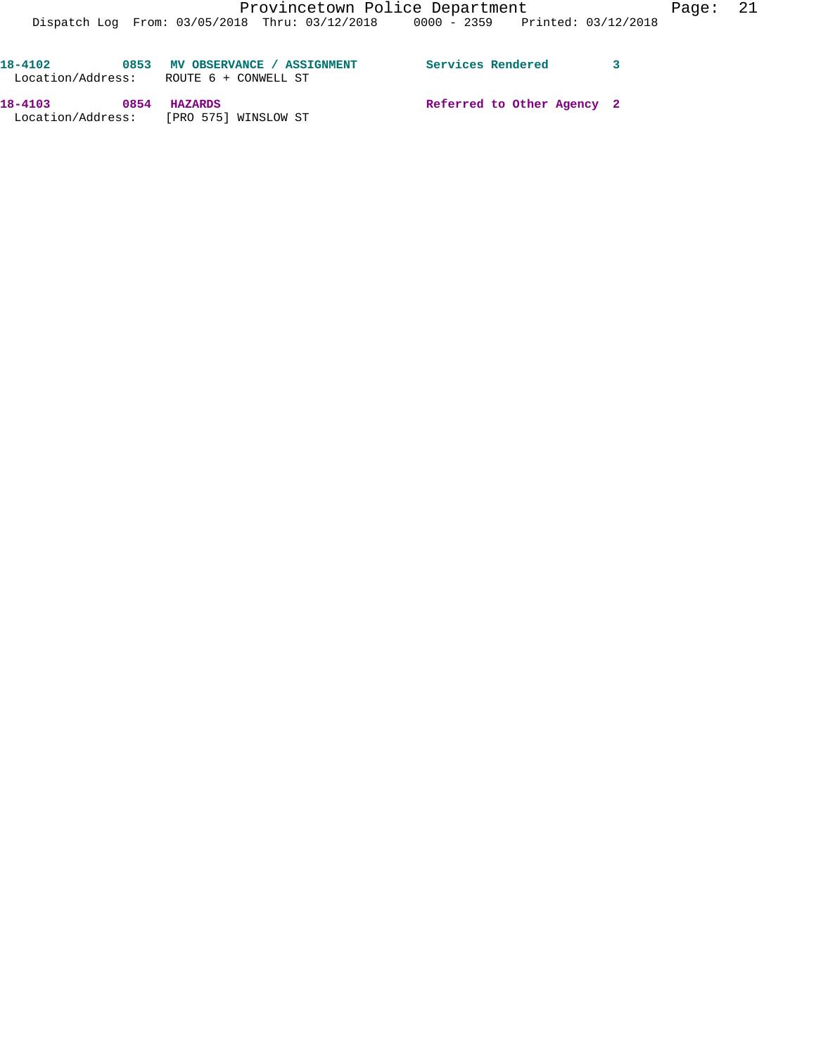**18-4102** 0853 **MV OBSERVANCE / ASSIGNMENT** **Services Rendered** **3**
Location/Address: ROUTE 6 + CONWELL ST

**18-4103** 0854 **HAZARDS** **Referred to Other Agency 2**
Location/Address: [PRO 575] WINSLOW ST